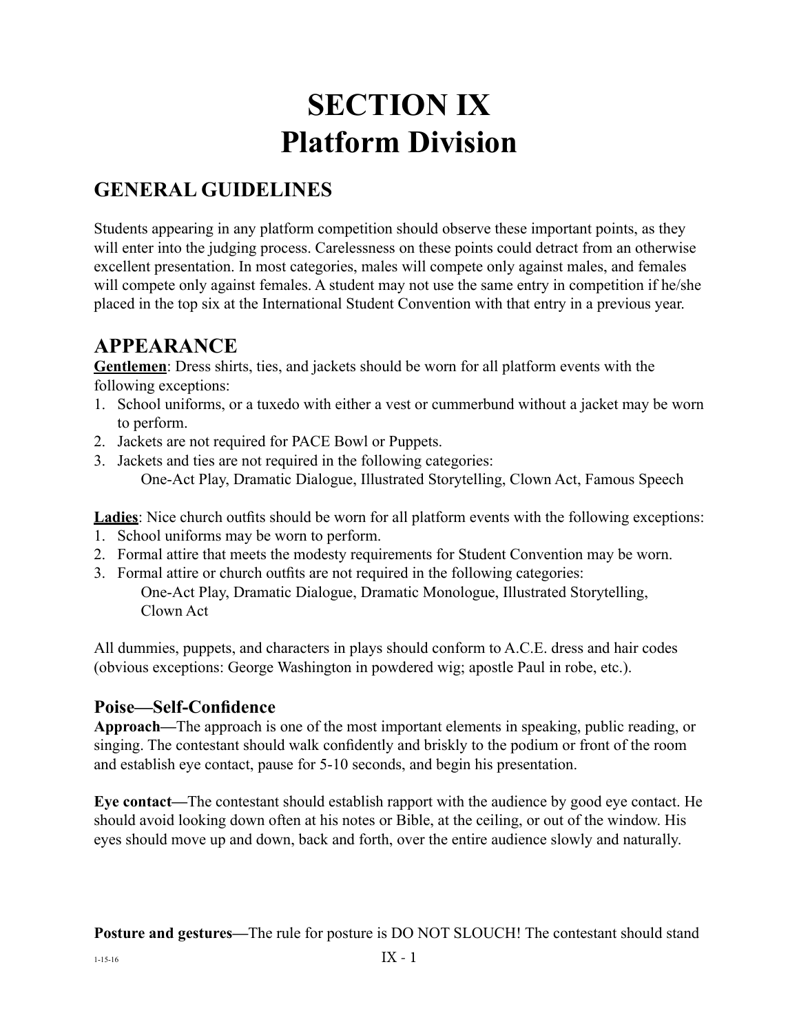# SECTION IX
# Platform Division

## GENERAL GUIDELINES

Students appearing in any platform competition should observe these important points, as they will enter into the judging process. Carelessness on these points could detract from an otherwise excellent presentation. In most categories, males will compete only against males, and females will compete only against females. A student may not use the same entry in competition if he/she placed in the top six at the International Student Convention with that entry in a previous year.

## APPEARANCE

**Gentlemen**: Dress shirts, ties, and jackets should be worn for all platform events with the following exceptions:

1. School uniforms, or a tuxedo with either a vest or cummerbund without a jacket may be worn to perform.
2. Jackets are not required for PACE Bowl or Puppets.
3. Jackets and ties are not required in the following categories:
   One-Act Play, Dramatic Dialogue, Illustrated Storytelling, Clown Act, Famous Speech

**Ladies**: Nice church outfits should be worn for all platform events with the following exceptions:

1. School uniforms may be worn to perform.
2. Formal attire that meets the modesty requirements for Student Convention may be worn.
3. Formal attire or church outfits are not required in the following categories:
   One-Act Play, Dramatic Dialogue, Dramatic Monologue, Illustrated Storytelling, Clown Act

All dummies, puppets, and characters in plays should conform to A.C.E. dress and hair codes (obvious exceptions: George Washington in powdered wig; apostle Paul in robe, etc.).

### Poise—Self-Confidence

**Approach—**The approach is one of the most important elements in speaking, public reading, or singing. The contestant should walk confidently and briskly to the podium or front of the room and establish eye contact, pause for 5-10 seconds, and begin his presentation.

**Eye contact—**The contestant should establish rapport with the audience by good eye contact. He should avoid looking down often at his notes or Bible, at the ceiling, or out of the window. His eyes should move up and down, back and forth, over the entire audience slowly and naturally.

**Posture and gestures—**The rule for posture is DO NOT SLOUCH! The contestant should stand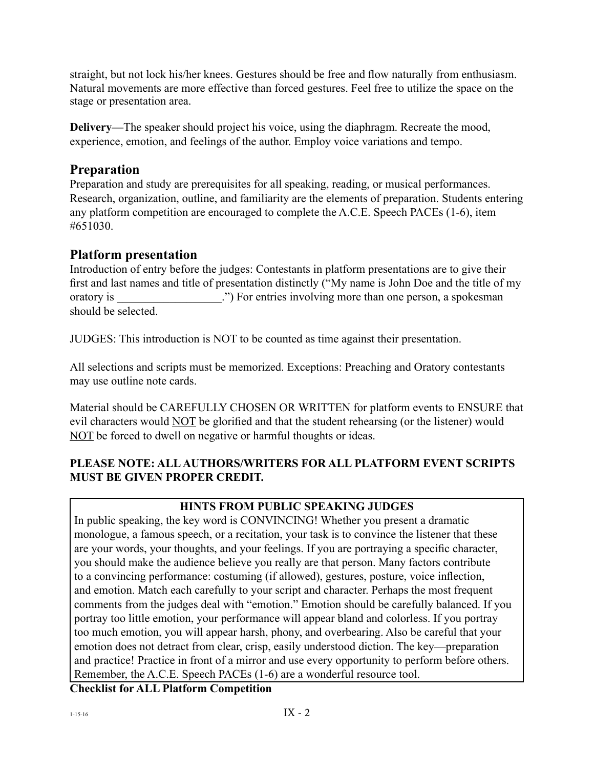straight, but not lock his/her knees. Gestures should be free and flow naturally from enthusiasm. Natural movements are more effective than forced gestures. Feel free to utilize the space on the stage or presentation area.

**Delivery—**The speaker should project his voice, using the diaphragm. Recreate the mood, experience, emotion, and feelings of the author. Employ voice variations and tempo.

## Preparation

Preparation and study are prerequisites for all speaking, reading, or musical performances. Research, organization, outline, and familiarity are the elements of preparation. Students entering any platform competition are encouraged to complete the A.C.E. Speech PACEs (1-6), item #651030.

## Platform presentation

Introduction of entry before the judges: Contestants in platform presentations are to give their first and last names and title of presentation distinctly ("My name is John Doe and the title of my oratory is __________________.") For entries involving more than one person, a spokesman should be selected.

JUDGES: This introduction is NOT to be counted as time against their presentation.

All selections and scripts must be memorized. Exceptions: Preaching and Oratory contestants may use outline note cards.

Material should be CAREFULLY CHOSEN OR WRITTEN for platform events to ENSURE that evil characters would <u>NOT</u> be glorified and that the student rehearsing (or the listener) would <u>NOT</u> be forced to dwell on negative or harmful thoughts or ideas.

**PLEASE NOTE: ALL AUTHORS/WRITERS FOR ALL PLATFORM EVENT SCRIPTS MUST BE GIVEN PROPER CREDIT.**

**HINTS FROM PUBLIC SPEAKING JUDGES**

In public speaking, the key word is CONVINCING! Whether you present a dramatic monologue, a famous speech, or a recitation, your task is to convince the listener that these are your words, your thoughts, and your feelings. If you are portraying a specific character, you should make the audience believe you really are that person. Many factors contribute to a convincing performance: costuming (if allowed), gestures, posture, voice inflection, and emotion. Match each carefully to your script and character. Perhaps the most frequent comments from the judges deal with "emotion." Emotion should be carefully balanced. If you portray too little emotion, your performance will appear bland and colorless. If you portray too much emotion, you will appear harsh, phony, and overbearing. Also be careful that your emotion does not detract from clear, crisp, easily understood diction. The key—preparation and practice! Practice in front of a mirror and use every opportunity to perform before others. Remember, the A.C.E. Speech PACEs (1-6) are a wonderful resource tool.

**Checklist for ALL Platform Competition**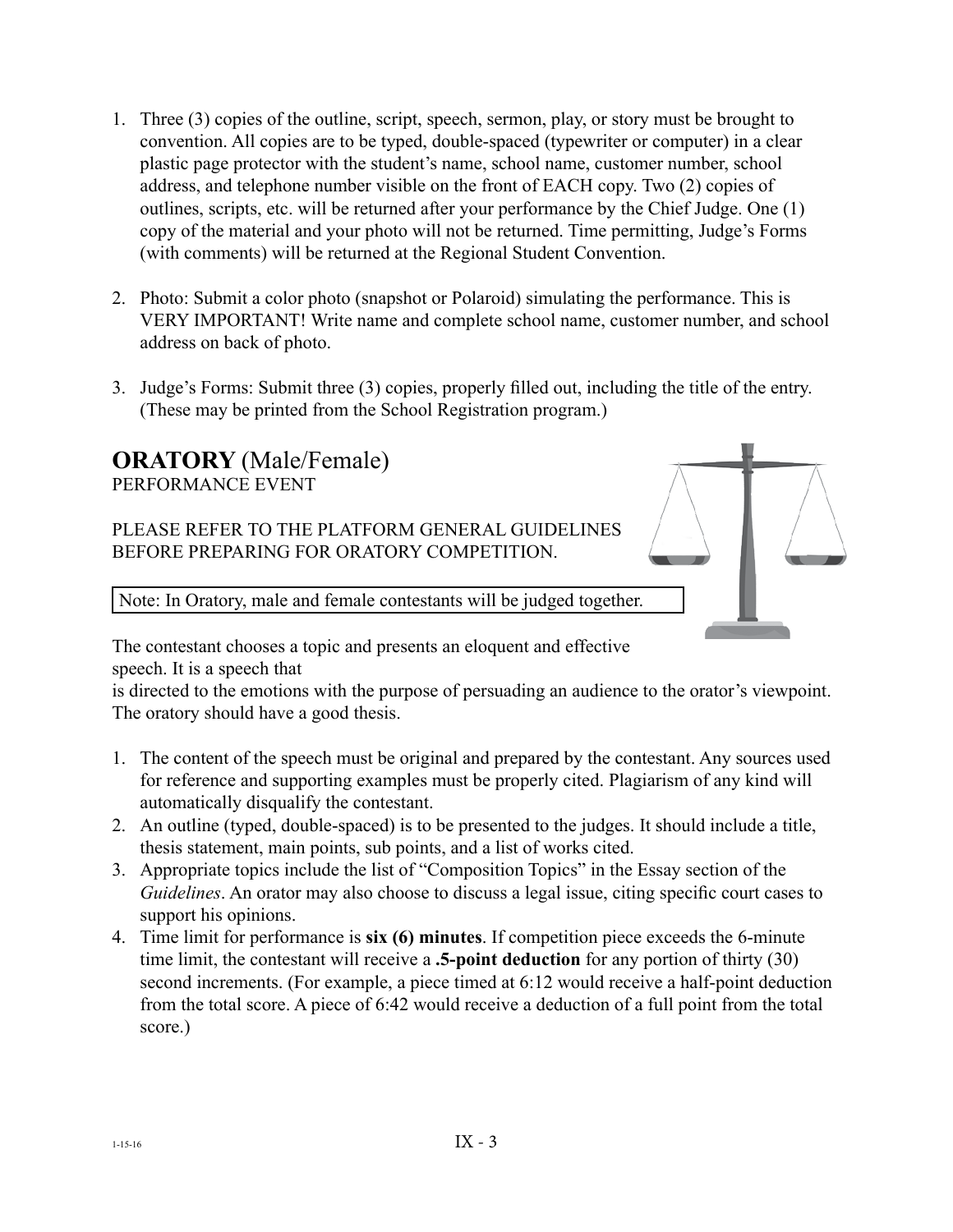1. Three (3) copies of the outline, script, speech, sermon, play, or story must be brought to convention. All copies are to be typed, double-spaced (typewriter or computer) in a clear plastic page protector with the student's name, school name, customer number, school address, and telephone number visible on the front of EACH copy. Two (2) copies of outlines, scripts, etc. will be returned after your performance by the Chief Judge. One (1) copy of the material and your photo will not be returned. Time permitting, Judge's Forms (with comments) will be returned at the Regional Student Convention.

2. Photo: Submit a color photo (snapshot or Polaroid) simulating the performance. This is VERY IMPORTANT! Write name and complete school name, customer number, and school address on back of photo.

3. Judge's Forms: Submit three (3) copies, properly filled out, including the title of the entry. (These may be printed from the School Registration program.)

## **ORATORY** (Male/Female)

PERFORMANCE EVENT

PLEASE REFER TO THE PLATFORM GENERAL GUIDELINES BEFORE PREPARING FOR ORATORY COMPETITION.

Note: In Oratory, male and female contestants will be judged together.

The contestant chooses a topic and presents an eloquent and effective speech. It is a speech that is directed to the emotions with the purpose of persuading an audience to the orator's viewpoint. The oratory should have a good thesis.

1. The content of the speech must be original and prepared by the contestant. Any sources used for reference and supporting examples must be properly cited. Plagiarism of any kind will automatically disqualify the contestant.
2. An outline (typed, double-spaced) is to be presented to the judges. It should include a title, thesis statement, main points, sub points, and a list of works cited.
3. Appropriate topics include the list of "Composition Topics" in the Essay section of the *Guidelines*. An orator may also choose to discuss a legal issue, citing specific court cases to support his opinions.
4. Time limit for performance is **six (6) minutes**. If competition piece exceeds the 6-minute time limit, the contestant will receive a **.5-point deduction** for any portion of thirty (30) second increments. (For example, a piece timed at 6:12 would receive a half-point deduction from the total score. A piece of 6:42 would receive a deduction of a full point from the total score.)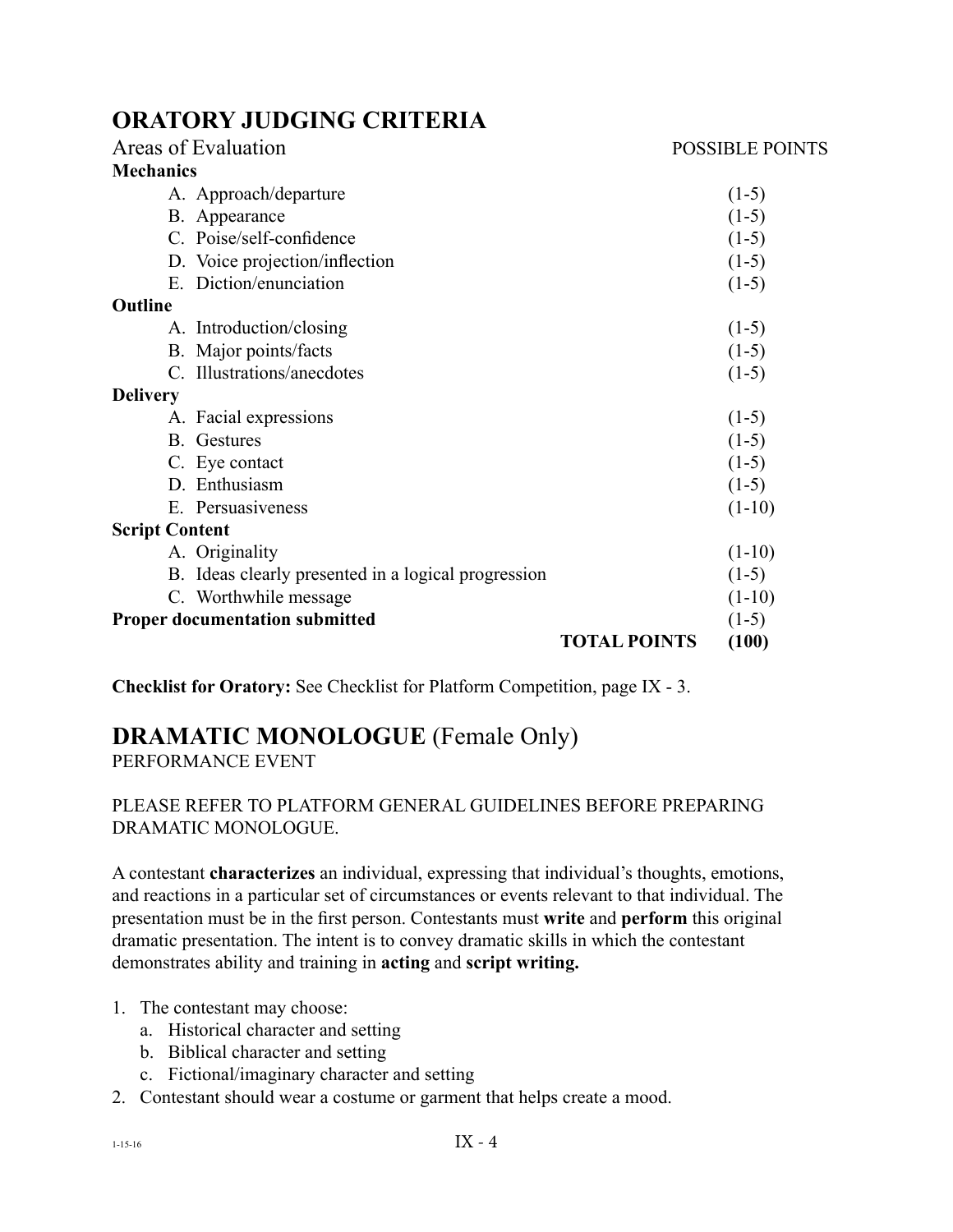## ORATORY JUDGING CRITERIA

| Areas of Evaluation | POSSIBLE POINTS |
|---|---|
| **Mechanics** | |
| A. Approach/departure | (1-5) |
| B. Appearance | (1-5) |
| C. Poise/self-confidence | (1-5) |
| D. Voice projection/inflection | (1-5) |
| E. Diction/enunciation | (1-5) |
| **Outline** | |
| A. Introduction/closing | (1-5) |
| B. Major points/facts | (1-5) |
| C. Illustrations/anecdotes | (1-5) |
| **Delivery** | |
| A. Facial expressions | (1-5) |
| B. Gestures | (1-5) |
| C. Eye contact | (1-5) |
| D. Enthusiasm | (1-5) |
| E. Persuasiveness | (1-10) |
| **Script Content** | |
| A. Originality | (1-10) |
| B. Ideas clearly presented in a logical progression | (1-5) |
| C. Worthwhile message | (1-10) |
| **Proper documentation submitted** | (1-5) |
| **TOTAL POINTS** | **(100)** |

**Checklist for Oratory:** See Checklist for Platform Competition, page IX - 3.

## DRAMATIC MONOLOGUE (Female Only)

PERFORMANCE EVENT

PLEASE REFER TO PLATFORM GENERAL GUIDELINES BEFORE PREPARING DRAMATIC MONOLOGUE.

A contestant **characterizes** an individual, expressing that individual's thoughts, emotions, and reactions in a particular set of circumstances or events relevant to that individual. The presentation must be in the first person. Contestants must **write** and **perform** this original dramatic presentation. The intent is to convey dramatic skills in which the contestant demonstrates ability and training in **acting** and **script writing.**

1. The contestant may choose:
   a. Historical character and setting
   b. Biblical character and setting
   c. Fictional/imaginary character and setting
2. Contestant should wear a costume or garment that helps create a mood.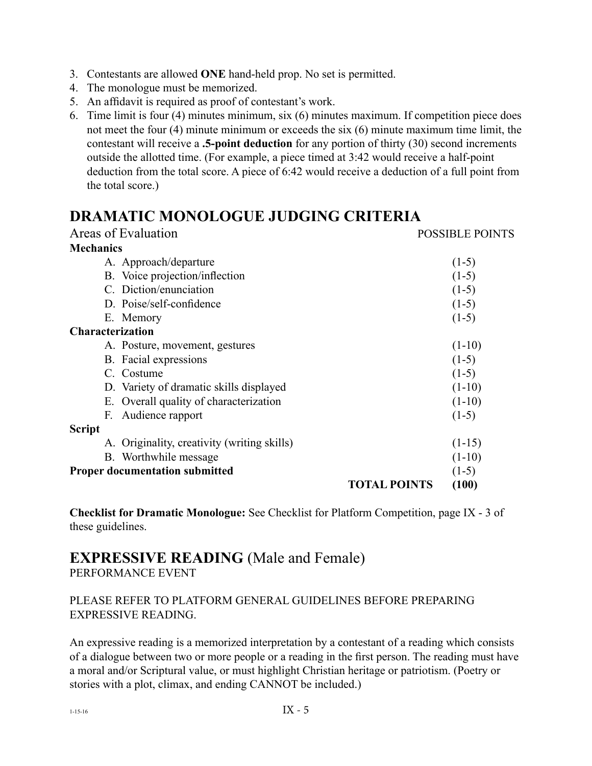3. Contestants are allowed **ONE** hand-held prop. No set is permitted.
4. The monologue must be memorized.
5. An affidavit is required as proof of contestant's work.
6. Time limit is four (4) minutes minimum, six (6) minutes maximum. If competition piece does not meet the four (4) minute minimum or exceeds the six (6) minute maximum time limit, the contestant will receive a **.5-point deduction** for any portion of thirty (30) second increments outside the allotted time. (For example, a piece timed at 3:42 would receive a half-point deduction from the total score. A piece of 6:42 would receive a deduction of a full point from the total score.)

## DRAMATIC MONOLOGUE JUDGING CRITERIA

| Areas of Evaluation | POSSIBLE POINTS |
|---|---|
| **Mechanics** | |
| A. Approach/departure | (1-5) |
| B. Voice projection/inflection | (1-5) |
| C. Diction/enunciation | (1-5) |
| D. Poise/self-confidence | (1-5) |
| E. Memory | (1-5) |
| **Characterization** | |
| A. Posture, movement, gestures | (1-10) |
| B. Facial expressions | (1-5) |
| C. Costume | (1-5) |
| D. Variety of dramatic skills displayed | (1-10) |
| E. Overall quality of characterization | (1-10) |
| F. Audience rapport | (1-5) |
| **Script** | |
| A. Originality, creativity (writing skills) | (1-15) |
| B. Worthwhile message | (1-10) |
| **Proper documentation submitted** | (1-5) |
| **TOTAL POINTS** | **(100)** |

**Checklist for Dramatic Monologue:** See Checklist for Platform Competition, page IX - 3 of these guidelines.

## EXPRESSIVE READING (Male and Female)

PERFORMANCE EVENT

PLEASE REFER TO PLATFORM GENERAL GUIDELINES BEFORE PREPARING EXPRESSIVE READING.

An expressive reading is a memorized interpretation by a contestant of a reading which consists of a dialogue between two or more people or a reading in the first person. The reading must have a moral and/or Scriptural value, or must highlight Christian heritage or patriotism. (Poetry or stories with a plot, climax, and ending CANNOT be included.)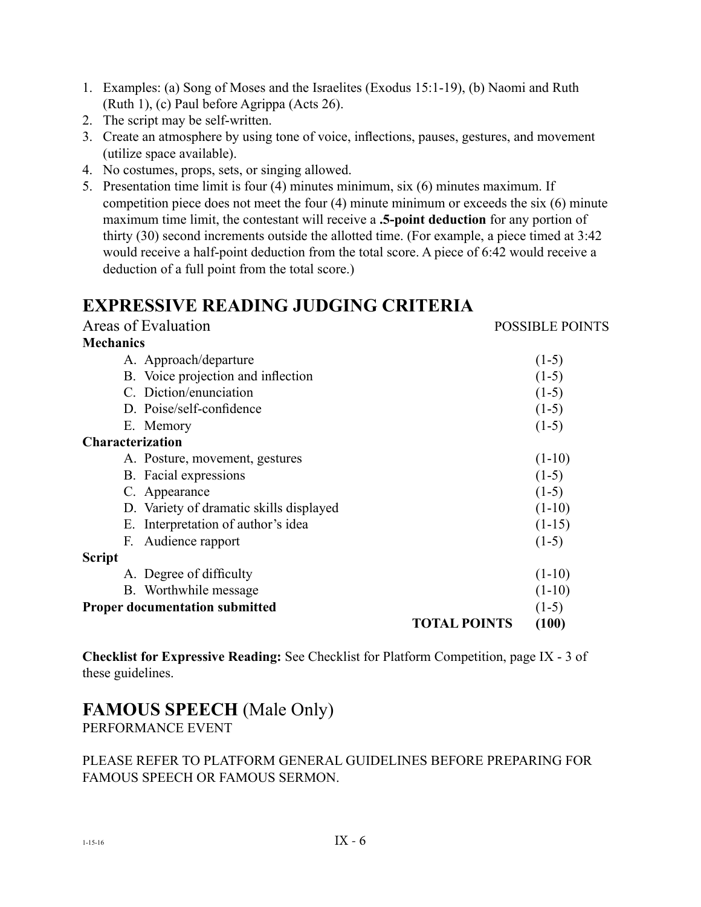1. Examples: (a) Song of Moses and the Israelites (Exodus 15:1-19), (b) Naomi and Ruth (Ruth 1), (c) Paul before Agrippa (Acts 26).
2. The script may be self-written.
3. Create an atmosphere by using tone of voice, inflections, pauses, gestures, and movement (utilize space available).
4. No costumes, props, sets, or singing allowed.
5. Presentation time limit is four (4) minutes minimum, six (6) minutes maximum. If competition piece does not meet the four (4) minute minimum or exceeds the six (6) minute maximum time limit, the contestant will receive a **.5-point deduction** for any portion of thirty (30) second increments outside the allotted time. (For example, a piece timed at 3:42 would receive a half-point deduction from the total score. A piece of 6:42 would receive a deduction of a full point from the total score.)

## EXPRESSIVE READING JUDGING CRITERIA

| Areas of Evaluation | POSSIBLE POINTS |
|---|---|
| **Mechanics** | |
| A. Approach/departure | (1-5) |
| B. Voice projection and inflection | (1-5) |
| C. Diction/enunciation | (1-5) |
| D. Poise/self-confidence | (1-5) |
| E. Memory | (1-5) |
| **Characterization** | |
| A. Posture, movement, gestures | (1-10) |
| B. Facial expressions | (1-5) |
| C. Appearance | (1-5) |
| D. Variety of dramatic skills displayed | (1-10) |
| E. Interpretation of author's idea | (1-15) |
| F. Audience rapport | (1-5) |
| **Script** | |
| A. Degree of difficulty | (1-10) |
| B. Worthwhile message | (1-10) |
| **Proper documentation submitted** | (1-5) |
| **TOTAL POINTS** | **(100)** |

**Checklist for Expressive Reading:** See Checklist for Platform Competition, page IX - 3 of these guidelines.

## FAMOUS SPEECH (Male Only)

PERFORMANCE EVENT

PLEASE REFER TO PLATFORM GENERAL GUIDELINES BEFORE PREPARING FOR FAMOUS SPEECH OR FAMOUS SERMON.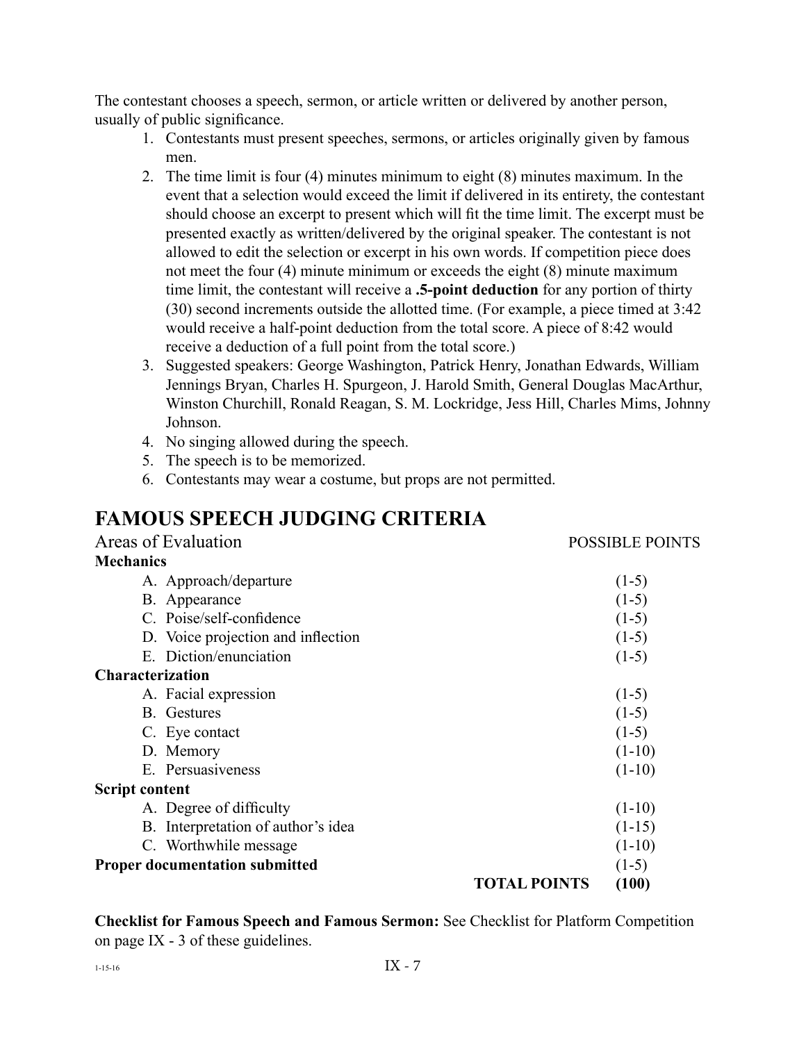The contestant chooses a speech, sermon, or article written or delivered by another person, usually of public significance.

1. Contestants must present speeches, sermons, or articles originally given by famous men.
2. The time limit is four (4) minutes minimum to eight (8) minutes maximum. In the event that a selection would exceed the limit if delivered in its entirety, the contestant should choose an excerpt to present which will fit the time limit. The excerpt must be presented exactly as written/delivered by the original speaker. The contestant is not allowed to edit the selection or excerpt in his own words. If competition piece does not meet the four (4) minute minimum or exceeds the eight (8) minute maximum time limit, the contestant will receive a **.5-point deduction** for any portion of thirty (30) second increments outside the allotted time. (For example, a piece timed at 3:42 would receive a half-point deduction from the total score. A piece of 8:42 would receive a deduction of a full point from the total score.)
3. Suggested speakers: George Washington, Patrick Henry, Jonathan Edwards, William Jennings Bryan, Charles H. Spurgeon, J. Harold Smith, General Douglas MacArthur, Winston Churchill, Ronald Reagan, S. M. Lockridge, Jess Hill, Charles Mims, Johnny Johnson.
4. No singing allowed during the speech.
5. The speech is to be memorized.
6. Contestants may wear a costume, but props are not permitted.

# FAMOUS SPEECH JUDGING CRITERIA

| Areas of Evaluation | POSSIBLE POINTS |
|---|---|
| **Mechanics** | |
| A. Approach/departure | (1-5) |
| B. Appearance | (1-5) |
| C. Poise/self-confidence | (1-5) |
| D. Voice projection and inflection | (1-5) |
| E. Diction/enunciation | (1-5) |
| **Characterization** | |
| A. Facial expression | (1-5) |
| B. Gestures | (1-5) |
| C. Eye contact | (1-5) |
| D. Memory | (1-10) |
| E. Persuasiveness | (1-10) |
| **Script content** | |
| A. Degree of difficulty | (1-10) |
| B. Interpretation of author's idea | (1-15) |
| C. Worthwhile message | (1-10) |
| **Proper documentation submitted** | (1-5) |
| **TOTAL POINTS** | **(100)** |

**Checklist for Famous Speech and Famous Sermon:** See Checklist for Platform Competition on page IX - 3 of these guidelines.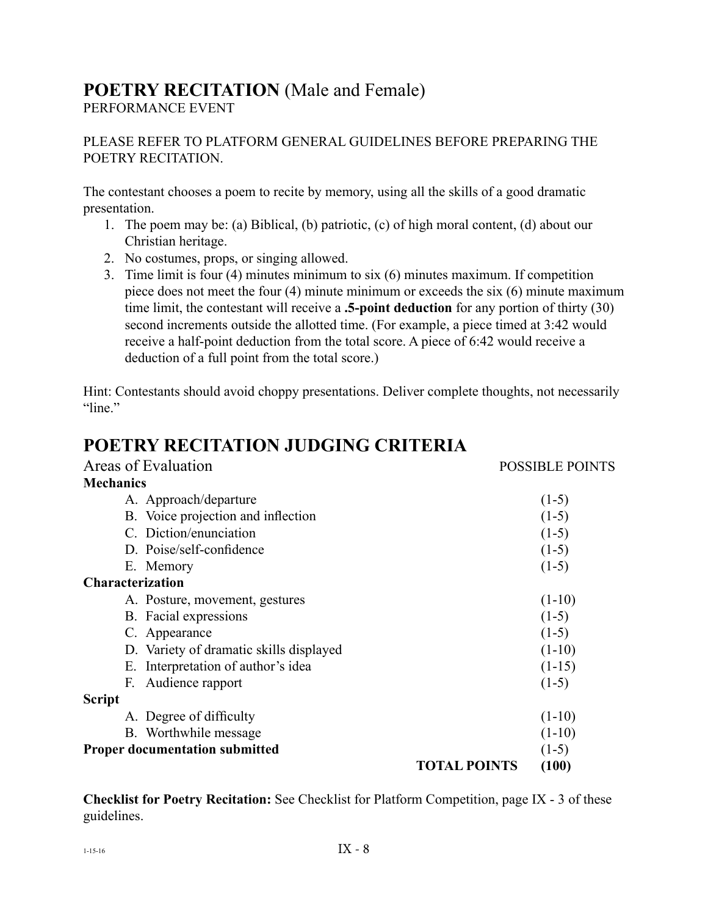# POETRY RECITATION (Male and Female)

PERFORMANCE EVENT

PLEASE REFER TO PLATFORM GENERAL GUIDELINES BEFORE PREPARING THE POETRY RECITATION.

The contestant chooses a poem to recite by memory, using all the skills of a good dramatic presentation.

1. The poem may be: (a) Biblical, (b) patriotic, (c) of high moral content, (d) about our Christian heritage.
2. No costumes, props, or singing allowed.
3. Time limit is four (4) minutes minimum to six (6) minutes maximum. If competition piece does not meet the four (4) minute minimum or exceeds the six (6) minute maximum time limit, the contestant will receive a **.5-point deduction** for any portion of thirty (30) second increments outside the allotted time. (For example, a piece timed at 3:42 would receive a half-point deduction from the total score. A piece of 6:42 would receive a deduction of a full point from the total score.)

Hint: Contestants should avoid choppy presentations. Deliver complete thoughts, not necessarily "line."

# POETRY RECITATION JUDGING CRITERIA

| Areas of Evaluation | POSSIBLE POINTS |
|---|---|
| **Mechanics** | |
| A. Approach/departure | (1-5) |
| B. Voice projection and inflection | (1-5) |
| C. Diction/enunciation | (1-5) |
| D. Poise/self-confidence | (1-5) |
| E. Memory | (1-5) |
| **Characterization** | |
| A. Posture, movement, gestures | (1-10) |
| B. Facial expressions | (1-5) |
| C. Appearance | (1-5) |
| D. Variety of dramatic skills displayed | (1-10) |
| E. Interpretation of author's idea | (1-15) |
| F. Audience rapport | (1-5) |
| **Script** | |
| A. Degree of difficulty | (1-10) |
| B. Worthwhile message | (1-10) |
| **Proper documentation submitted** | (1-5) |
| **TOTAL POINTS** | **(100)** |

**Checklist for Poetry Recitation:** See Checklist for Platform Competition, page IX - 3 of these guidelines.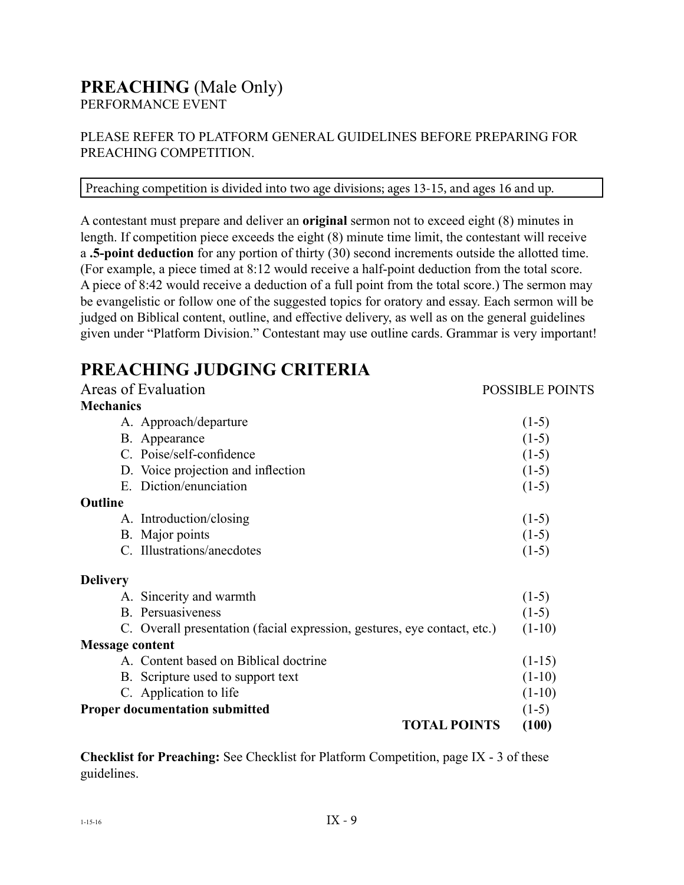# PREACHING (Male Only)

PERFORMANCE EVENT

PLEASE REFER TO PLATFORM GENERAL GUIDELINES BEFORE PREPARING FOR PREACHING COMPETITION.

Preaching competition is divided into two age divisions; ages 13-15, and ages 16 and up.

A contestant must prepare and deliver an **original** sermon not to exceed eight (8) minutes in length. If competition piece exceeds the eight (8) minute time limit, the contestant will receive a **.5-point deduction** for any portion of thirty (30) second increments outside the allotted time. (For example, a piece timed at 8:12 would receive a half-point deduction from the total score. A piece of 8:42 would receive a deduction of a full point from the total score.) The sermon may be evangelistic or follow one of the suggested topics for oratory and essay. Each sermon will be judged on Biblical content, outline, and effective delivery, as well as on the general guidelines given under "Platform Division." Contestant may use outline cards. Grammar is very important!

## PREACHING JUDGING CRITERIA

| Areas of Evaluation | POSSIBLE POINTS |
|---|---|
| **Mechanics** | |
| A. Approach/departure | (1-5) |
| B. Appearance | (1-5) |
| C. Poise/self-confidence | (1-5) |
| D. Voice projection and inflection | (1-5) |
| E. Diction/enunciation | (1-5) |
| **Outline** | |
| A. Introduction/closing | (1-5) |
| B. Major points | (1-5) |
| C. Illustrations/anecdotes | (1-5) |
| **Delivery** | |
| A. Sincerity and warmth | (1-5) |
| B. Persuasiveness | (1-5) |
| C. Overall presentation (facial expression, gestures, eye contact, etc.) | (1-10) |
| **Message content** | |
| A. Content based on Biblical doctrine | (1-15) |
| B. Scripture used to support text | (1-10) |
| C. Application to life | (1-10) |
| **Proper documentation submitted** | (1-5) |
| **TOTAL POINTS** | **(100)** |

**Checklist for Preaching:** See Checklist for Platform Competition, page IX - 3 of these guidelines.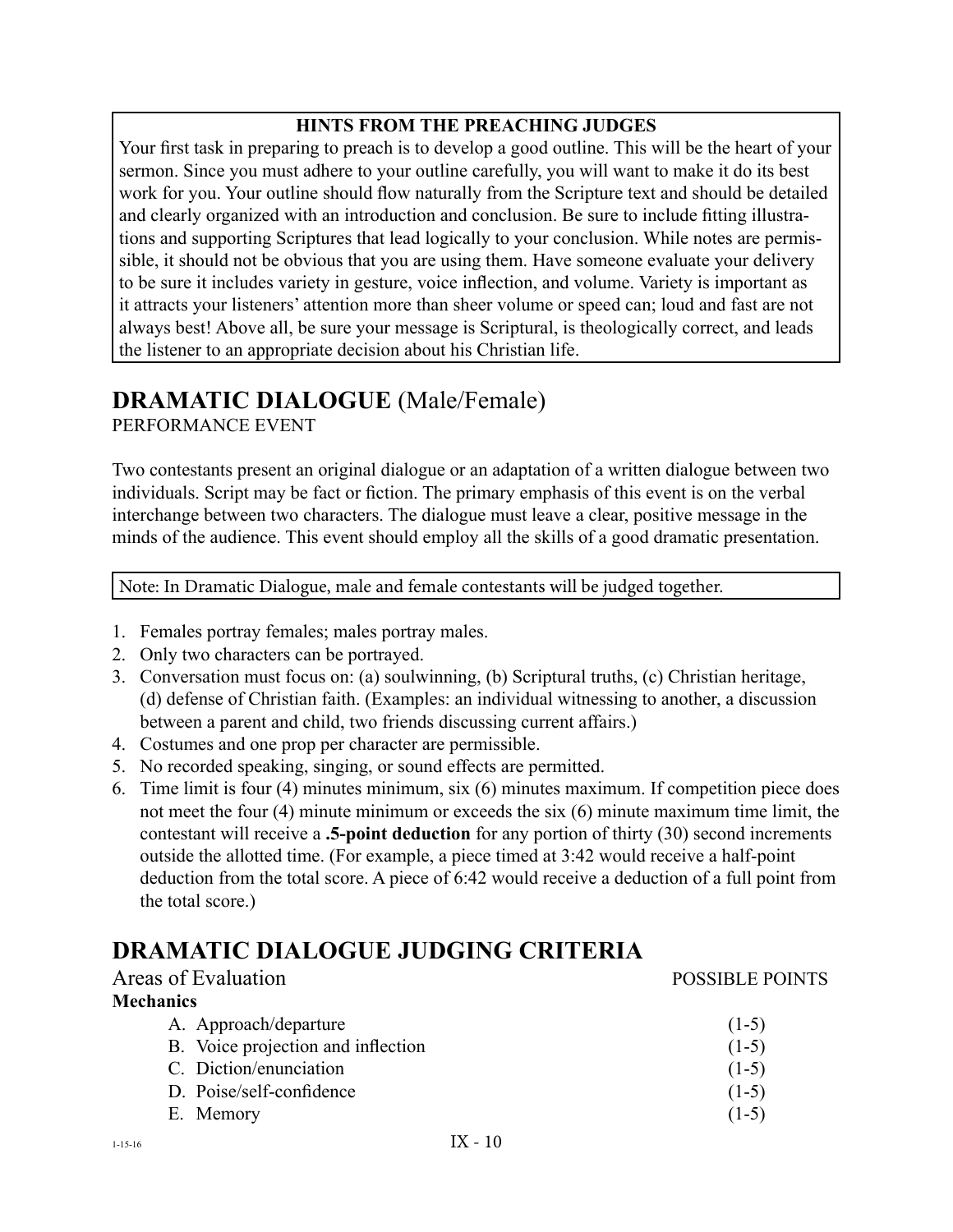**HINTS FROM THE PREACHING JUDGES**

Your first task in preparing to preach is to develop a good outline. This will be the heart of your sermon. Since you must adhere to your outline carefully, you will want to make it do its best work for you. Your outline should flow naturally from the Scripture text and should be detailed and clearly organized with an introduction and conclusion. Be sure to include fitting illustrations and supporting Scriptures that lead logically to your conclusion. While notes are permissible, it should not be obvious that you are using them. Have someone evaluate your delivery to be sure it includes variety in gesture, voice inflection, and volume. Variety is important as it attracts your listeners' attention more than sheer volume or speed can; loud and fast are not always best! Above all, be sure your message is Scriptural, is theologically correct, and leads the listener to an appropriate decision about his Christian life.

## DRAMATIC DIALOGUE (Male/Female)

PERFORMANCE EVENT

Two contestants present an original dialogue or an adaptation of a written dialogue between two individuals. Script may be fact or fiction. The primary emphasis of this event is on the verbal interchange between two characters. The dialogue must leave a clear, positive message in the minds of the audience. This event should employ all the skills of a good dramatic presentation.

Note: In Dramatic Dialogue, male and female contestants will be judged together.

1. Females portray females; males portray males.
2. Only two characters can be portrayed.
3. Conversation must focus on: (a) soulwinning, (b) Scriptural truths, (c) Christian heritage, (d) defense of Christian faith. (Examples: an individual witnessing to another, a discussion between a parent and child, two friends discussing current affairs.)
4. Costumes and one prop per character are permissible.
5. No recorded speaking, singing, or sound effects are permitted.
6. Time limit is four (4) minutes minimum, six (6) minutes maximum. If competition piece does not meet the four (4) minute minimum or exceeds the six (6) minute maximum time limit, the contestant will receive a **.5-point deduction** for any portion of thirty (30) second increments outside the allotted time. (For example, a piece timed at 3:42 would receive a half-point deduction from the total score. A piece of 6:42 would receive a deduction of a full point from the total score.)

## DRAMATIC DIALOGUE JUDGING CRITERIA

| Areas of Evaluation | POSSIBLE POINTS |
|---|---|
| **Mechanics** | |
| A. Approach/departure | (1-5) |
| B. Voice projection and inflection | (1-5) |
| C. Diction/enunciation | (1-5) |
| D. Poise/self-confidence | (1-5) |
| E. Memory | (1-5) |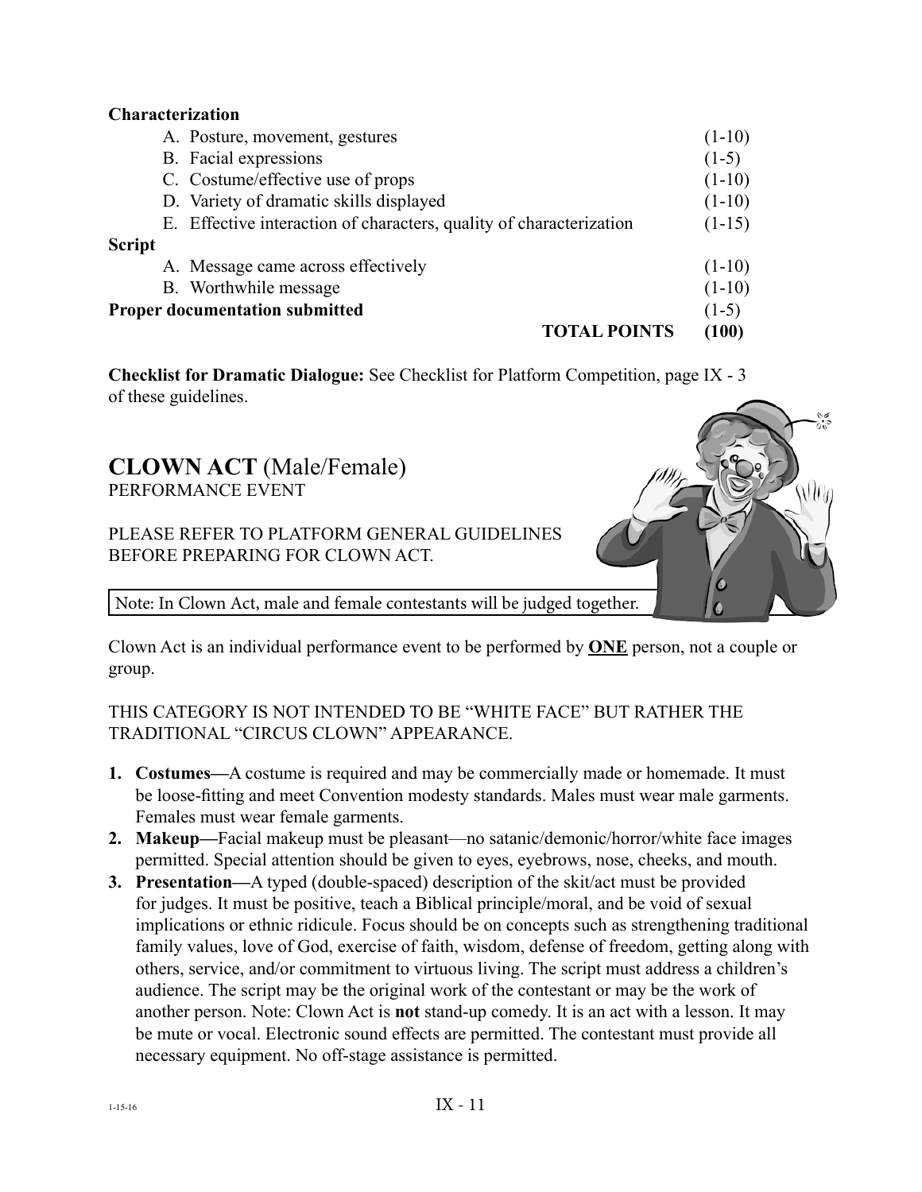**Characterization**

| | |
|---|---|
| A. Posture, movement, gestures | (1-10) |
| B. Facial expressions | (1-5) |
| C. Costume/effective use of props | (1-10) |
| D. Variety of dramatic skills displayed | (1-10) |
| E. Effective interaction of characters, quality of characterization | (1-15) |
| **Script** | |
| A. Message came across effectively | (1-10) |
| B. Worthwhile message | (1-10) |
| **Proper documentation submitted** | (1-5) |
| **TOTAL POINTS** | **(100)** |

**Checklist for Dramatic Dialogue:** See Checklist for Platform Competition, page IX - 3 of these guidelines.

## CLOWN ACT (Male/Female)

PERFORMANCE EVENT

PLEASE REFER TO PLATFORM GENERAL GUIDELINES BEFORE PREPARING FOR CLOWN ACT.

Note: In Clown Act, male and female contestants will be judged together.

Clown Act is an individual performance event to be performed by **ONE** person, not a couple or group.

THIS CATEGORY IS NOT INTENDED TO BE "WHITE FACE" BUT RATHER THE TRADITIONAL "CIRCUS CLOWN" APPEARANCE.

1. **Costumes—**A costume is required and may be commercially made or homemade. It must be loose-fitting and meet Convention modesty standards. Males must wear male garments. Females must wear female garments.
2. **Makeup—**Facial makeup must be pleasant—no satanic/demonic/horror/white face images permitted. Special attention should be given to eyes, eyebrows, nose, cheeks, and mouth.
3. **Presentation—**A typed (double-spaced) description of the skit/act must be provided for judges. It must be positive, teach a Biblical principle/moral, and be void of sexual implications or ethnic ridicule. Focus should be on concepts such as strengthening traditional family values, love of God, exercise of faith, wisdom, defense of freedom, getting along with others, service, and/or commitment to virtuous living. The script must address a children's audience. The script may be the original work of the contestant or may be the work of another person. Note: Clown Act is **not** stand-up comedy. It is an act with a lesson. It may be mute or vocal. Electronic sound effects are permitted. The contestant must provide all necessary equipment. No off-stage assistance is permitted.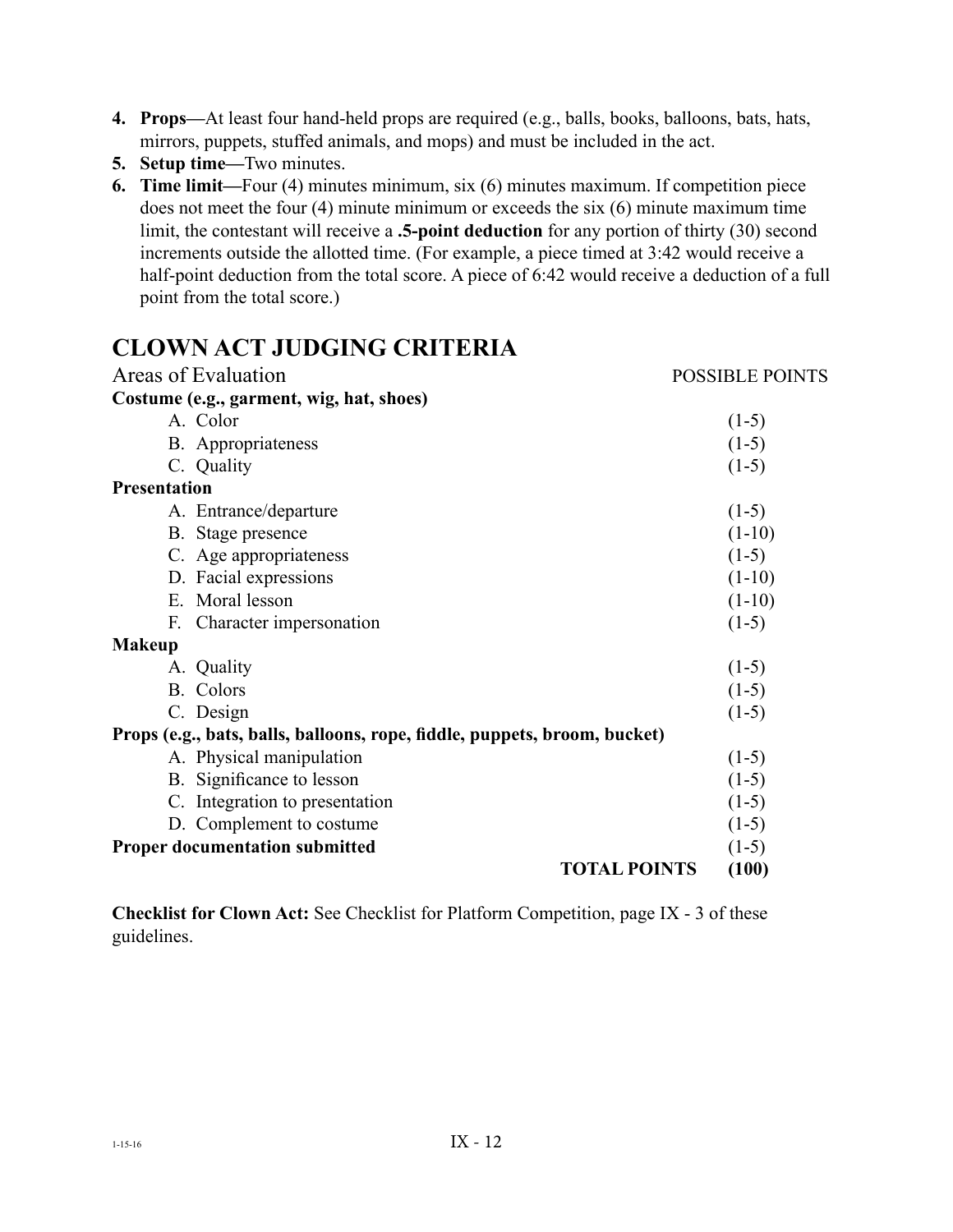4. **Props—**At least four hand-held props are required (e.g., balls, books, balloons, bats, hats, mirrors, puppets, stuffed animals, and mops) and must be included in the act.
5. **Setup time—**Two minutes.
6. **Time limit—**Four (4) minutes minimum, six (6) minutes maximum. If competition piece does not meet the four (4) minute minimum or exceeds the six (6) minute maximum time limit, the contestant will receive a **.5-point deduction** for any portion of thirty (30) second increments outside the allotted time. (For example, a piece timed at 3:42 would receive a half-point deduction from the total score. A piece of 6:42 would receive a deduction of a full point from the total score.)

# CLOWN ACT JUDGING CRITERIA

| Areas of Evaluation | POSSIBLE POINTS |
|---|---|
| **Costume (e.g., garment, wig, hat, shoes)** | |
| A. Color | (1-5) |
| B. Appropriateness | (1-5) |
| C. Quality | (1-5) |
| **Presentation** | |
| A. Entrance/departure | (1-5) |
| B. Stage presence | (1-10) |
| C. Age appropriateness | (1-5) |
| D. Facial expressions | (1-10) |
| E. Moral lesson | (1-10) |
| F. Character impersonation | (1-5) |
| **Makeup** | |
| A. Quality | (1-5) |
| B. Colors | (1-5) |
| C. Design | (1-5) |
| **Props (e.g., bats, balls, balloons, rope, fiddle, puppets, broom, bucket)** | |
| A. Physical manipulation | (1-5) |
| B. Significance to lesson | (1-5) |
| C. Integration to presentation | (1-5) |
| D. Complement to costume | (1-5) |
| **Proper documentation submitted** | (1-5) |
| **TOTAL POINTS** | **(100)** |

**Checklist for Clown Act:** See Checklist for Platform Competition, page IX - 3 of these guidelines.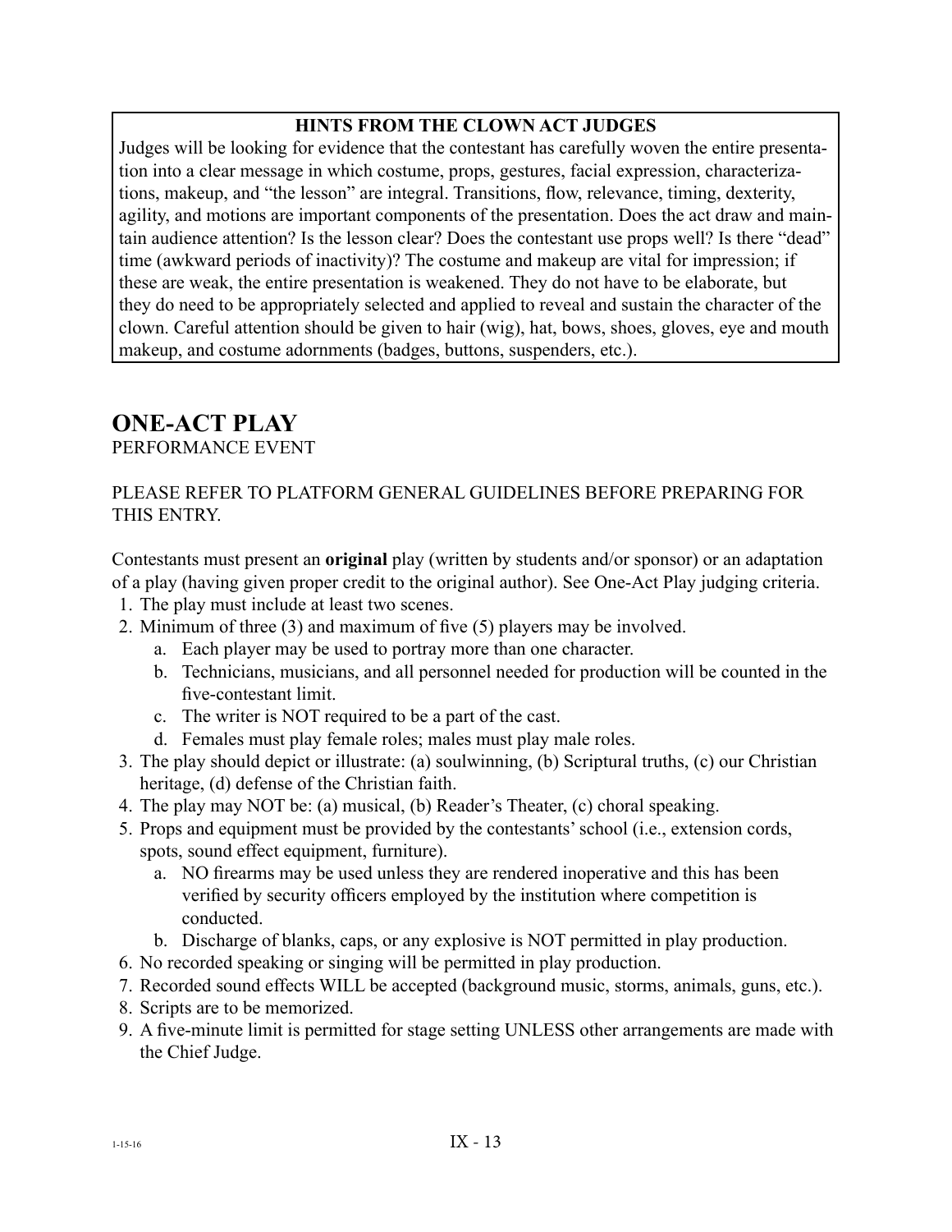**HINTS FROM THE CLOWN ACT JUDGES**

Judges will be looking for evidence that the contestant has carefully woven the entire presentation into a clear message in which costume, props, gestures, facial expression, characterizations, makeup, and "the lesson" are integral. Transitions, flow, relevance, timing, dexterity, agility, and motions are important components of the presentation. Does the act draw and maintain audience attention? Is the lesson clear? Does the contestant use props well? Is there "dead" time (awkward periods of inactivity)? The costume and makeup are vital for impression; if these are weak, the entire presentation is weakened. They do not have to be elaborate, but they do need to be appropriately selected and applied to reveal and sustain the character of the clown. Careful attention should be given to hair (wig), hat, bows, shoes, gloves, eye and mouth makeup, and costume adornments (badges, buttons, suspenders, etc.).

## ONE-ACT PLAY

PERFORMANCE EVENT

PLEASE REFER TO PLATFORM GENERAL GUIDELINES BEFORE PREPARING FOR THIS ENTRY.

Contestants must present an **original** play (written by students and/or sponsor) or an adaptation of a play (having given proper credit to the original author). See One-Act Play judging criteria.

1. The play must include at least two scenes.
2. Minimum of three (3) and maximum of five (5) players may be involved.
   a. Each player may be used to portray more than one character.
   b. Technicians, musicians, and all personnel needed for production will be counted in the five-contestant limit.
   c. The writer is NOT required to be a part of the cast.
   d. Females must play female roles; males must play male roles.
3. The play should depict or illustrate: (a) soulwinning, (b) Scriptural truths, (c) our Christian heritage, (d) defense of the Christian faith.
4. The play may NOT be: (a) musical, (b) Reader's Theater, (c) choral speaking.
5. Props and equipment must be provided by the contestants' school (i.e., extension cords, spots, sound effect equipment, furniture).
   a. NO firearms may be used unless they are rendered inoperative and this has been verified by security officers employed by the institution where competition is conducted.
   b. Discharge of blanks, caps, or any explosive is NOT permitted in play production.
6. No recorded speaking or singing will be permitted in play production.
7. Recorded sound effects WILL be accepted (background music, storms, animals, guns, etc.).
8. Scripts are to be memorized.
9. A five-minute limit is permitted for stage setting UNLESS other arrangements are made with the Chief Judge.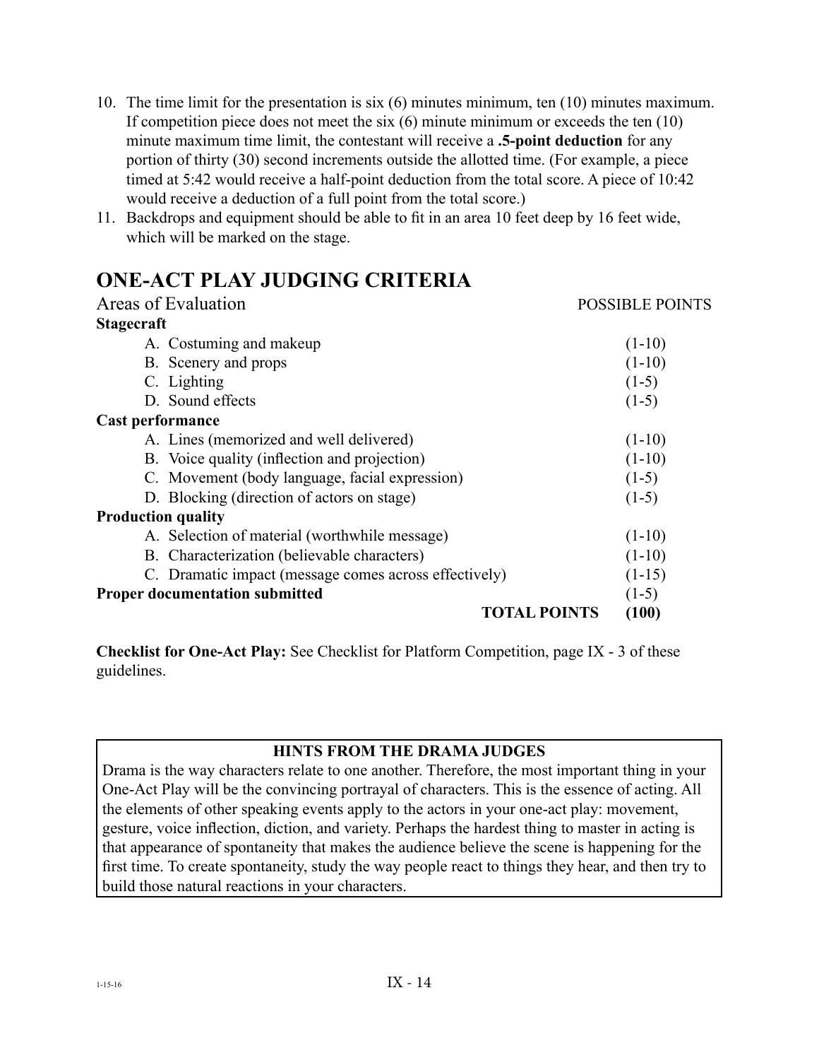10. The time limit for the presentation is six (6) minutes minimum, ten (10) minutes maximum. If competition piece does not meet the six (6) minute minimum or exceeds the ten (10) minute maximum time limit, the contestant will receive a **.5-point deduction** for any portion of thirty (30) second increments outside the allotted time. (For example, a piece timed at 5:42 would receive a half-point deduction from the total score. A piece of 10:42 would receive a deduction of a full point from the total score.)
11. Backdrops and equipment should be able to fit in an area 10 feet deep by 16 feet wide, which will be marked on the stage.

## ONE-ACT PLAY JUDGING CRITERIA

| Areas of Evaluation | POSSIBLE POINTS |
|---|---|
| **Stagecraft** | |
| A. Costuming and makeup | (1-10) |
| B. Scenery and props | (1-10) |
| C. Lighting | (1-5) |
| D. Sound effects | (1-5) |
| **Cast performance** | |
| A. Lines (memorized and well delivered) | (1-10) |
| B. Voice quality (inflection and projection) | (1-10) |
| C. Movement (body language, facial expression) | (1-5) |
| D. Blocking (direction of actors on stage) | (1-5) |
| **Production quality** | |
| A. Selection of material (worthwhile message) | (1-10) |
| B. Characterization (believable characters) | (1-10) |
| C. Dramatic impact (message comes across effectively) | (1-15) |
| **Proper documentation submitted** | (1-5) |
| **TOTAL POINTS** | **(100)** |

**Checklist for One-Act Play:** See Checklist for Platform Competition, page IX - 3 of these guidelines.

**HINTS FROM THE DRAMA JUDGES**

Drama is the way characters relate to one another. Therefore, the most important thing in your One-Act Play will be the convincing portrayal of characters. This is the essence of acting. All the elements of other speaking events apply to the actors in your one-act play: movement, gesture, voice inflection, diction, and variety. Perhaps the hardest thing to master in acting is that appearance of spontaneity that makes the audience believe the scene is happening for the first time. To create spontaneity, study the way people react to things they hear, and then try to build those natural reactions in your characters.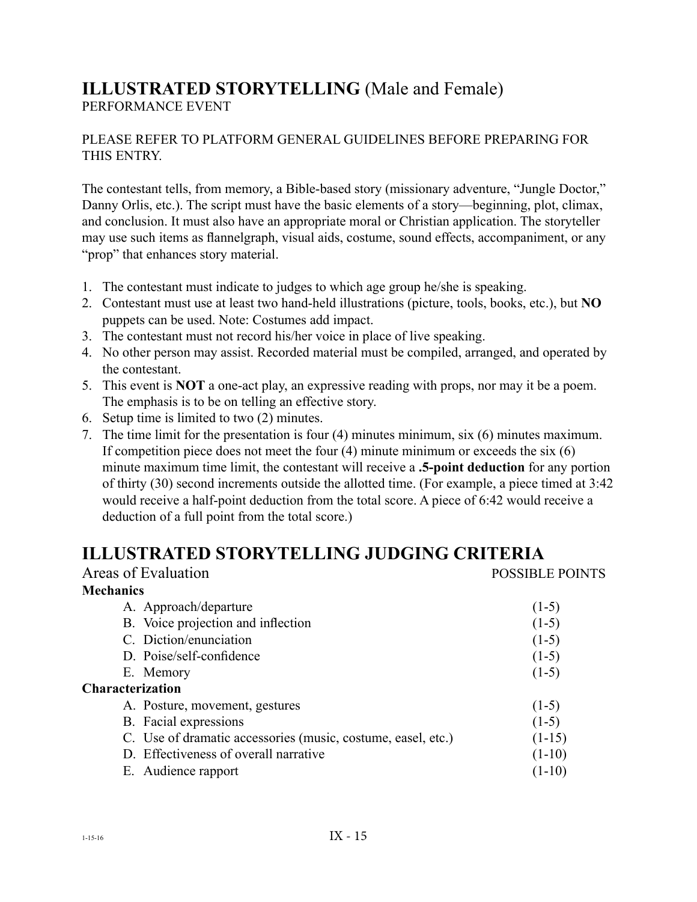# ILLUSTRATED STORYTELLING (Male and Female)

PERFORMANCE EVENT

PLEASE REFER TO PLATFORM GENERAL GUIDELINES BEFORE PREPARING FOR THIS ENTRY.

The contestant tells, from memory, a Bible-based story (missionary adventure, "Jungle Doctor," Danny Orlis, etc.). The script must have the basic elements of a story—beginning, plot, climax, and conclusion. It must also have an appropriate moral or Christian application. The storyteller may use such items as flannelgraph, visual aids, costume, sound effects, accompaniment, or any "prop" that enhances story material.

1. The contestant must indicate to judges to which age group he/she is speaking.
2. Contestant must use at least two hand-held illustrations (picture, tools, books, etc.), but **NO** puppets can be used. Note: Costumes add impact.
3. The contestant must not record his/her voice in place of live speaking.
4. No other person may assist. Recorded material must be compiled, arranged, and operated by the contestant.
5. This event is **NOT** a one-act play, an expressive reading with props, nor may it be a poem. The emphasis is to be on telling an effective story.
6. Setup time is limited to two (2) minutes.
7. The time limit for the presentation is four (4) minutes minimum, six (6) minutes maximum. If competition piece does not meet the four (4) minute minimum or exceeds the six (6) minute maximum time limit, the contestant will receive a **.5-point deduction** for any portion of thirty (30) second increments outside the allotted time. (For example, a piece timed at 3:42 would receive a half-point deduction from the total score. A piece of 6:42 would receive a deduction of a full point from the total score.)

# ILLUSTRATED STORYTELLING JUDGING CRITERIA

| Areas of Evaluation | POSSIBLE POINTS |
|---|---|
| **Mechanics** | |
| A. Approach/departure | (1-5) |
| B. Voice projection and inflection | (1-5) |
| C. Diction/enunciation | (1-5) |
| D. Poise/self-confidence | (1-5) |
| E. Memory | (1-5) |
| **Characterization** | |
| A. Posture, movement, gestures | (1-5) |
| B. Facial expressions | (1-5) |
| C. Use of dramatic accessories (music, costume, easel, etc.) | (1-15) |
| D. Effectiveness of overall narrative | (1-10) |
| E. Audience rapport | (1-10) |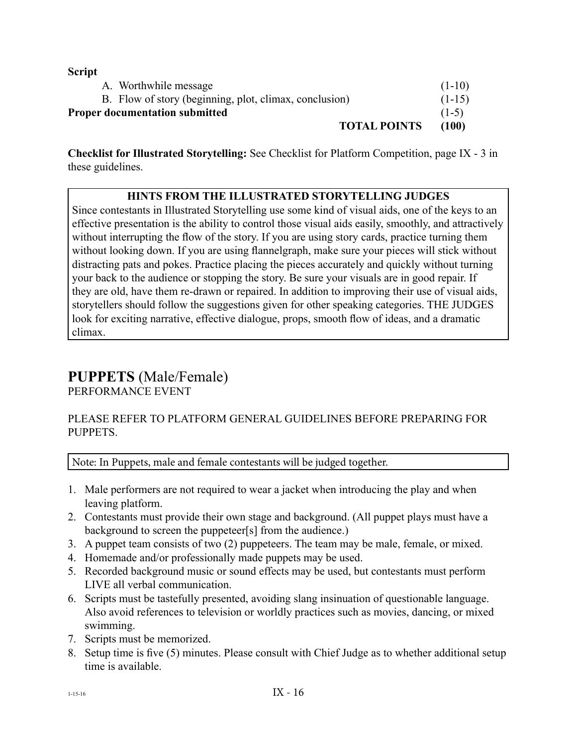**Script**

| | |
|---|---|
| A. Worthwhile message | (1-10) |
| B. Flow of story (beginning, plot, climax, conclusion) | (1-15) |
| **Proper documentation submitted** | (1-5) |
| **TOTAL POINTS** | **(100)** |

**Checklist for Illustrated Storytelling:** See Checklist for Platform Competition, page IX - 3 in these guidelines.

> **HINTS FROM THE ILLUSTRATED STORYTELLING JUDGES**
>
> Since contestants in Illustrated Storytelling use some kind of visual aids, one of the keys to an effective presentation is the ability to control those visual aids easily, smoothly, and attractively without interrupting the flow of the story. If you are using story cards, practice turning them without looking down. If you are using flannelgraph, make sure your pieces will stick without distracting pats and pokes. Practice placing the pieces accurately and quickly without turning your back to the audience or stopping the story. Be sure your visuals are in good repair. If they are old, have them re-drawn or repaired. In addition to improving their use of visual aids, storytellers should follow the suggestions given for other speaking categories. THE JUDGES look for exciting narrative, effective dialogue, props, smooth flow of ideas, and a dramatic climax.

## PUPPETS (Male/Female)

PERFORMANCE EVENT

PLEASE REFER TO PLATFORM GENERAL GUIDELINES BEFORE PREPARING FOR PUPPETS.

> Note: In Puppets, male and female contestants will be judged together.

1. Male performers are not required to wear a jacket when introducing the play and when leaving platform.
2. Contestants must provide their own stage and background. (All puppet plays must have a background to screen the puppeteer[s] from the audience.)
3. A puppet team consists of two (2) puppeteers. The team may be male, female, or mixed.
4. Homemade and/or professionally made puppets may be used.
5. Recorded background music or sound effects may be used, but contestants must perform LIVE all verbal communication.
6. Scripts must be tastefully presented, avoiding slang insinuation of questionable language. Also avoid references to television or worldly practices such as movies, dancing, or mixed swimming.
7. Scripts must be memorized.
8. Setup time is five (5) minutes. Please consult with Chief Judge as to whether additional setup time is available.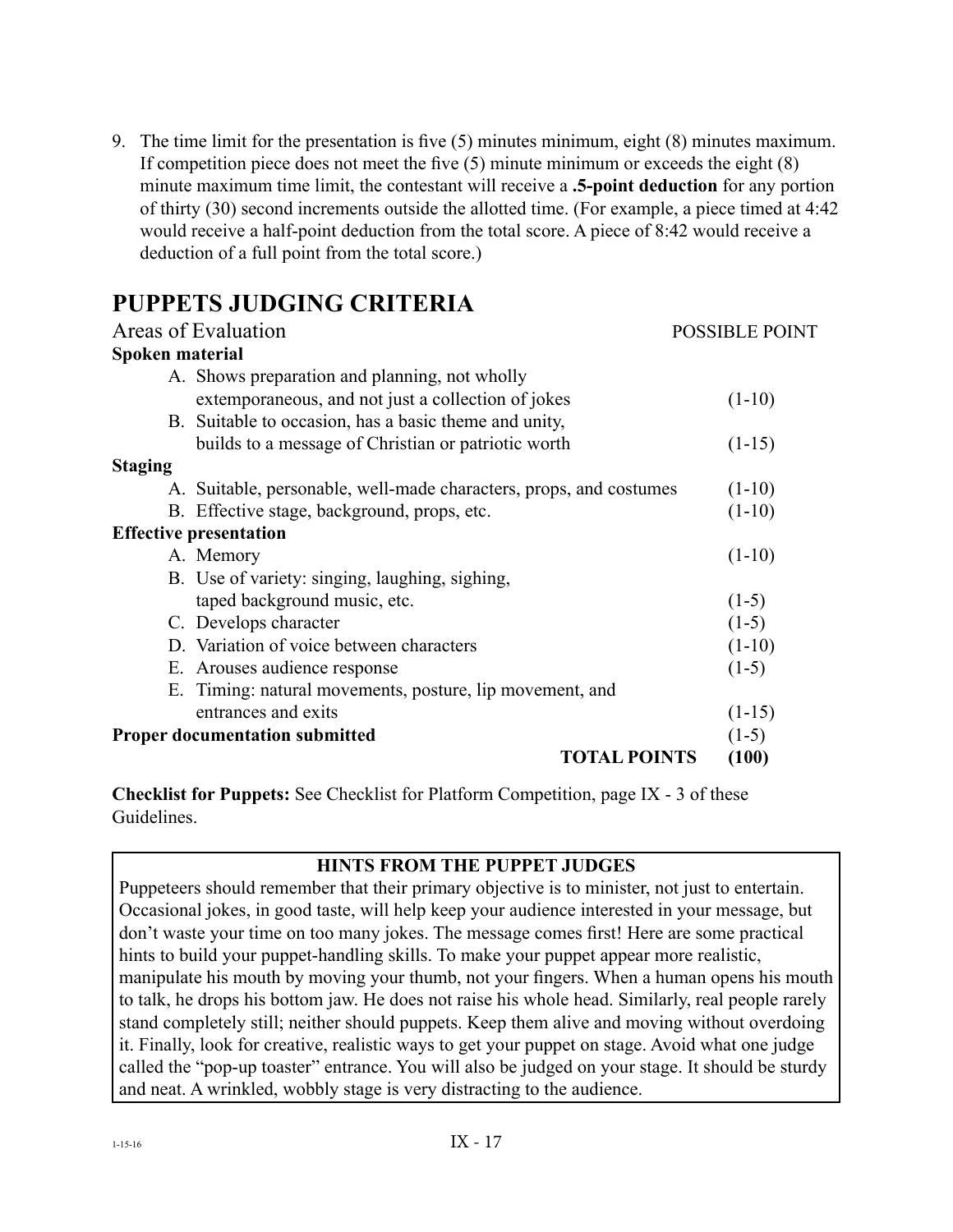9. The time limit for the presentation is five (5) minutes minimum, eight (8) minutes maximum. If competition piece does not meet the five (5) minute minimum or exceeds the eight (8) minute maximum time limit, the contestant will receive a **.5-point deduction** for any portion of thirty (30) second increments outside the allotted time. (For example, a piece timed at 4:42 would receive a half-point deduction from the total score. A piece of 8:42 would receive a deduction of a full point from the total score.)

## PUPPETS JUDGING CRITERIA

| Areas of Evaluation | POSSIBLE POINT |
|---|---|
| **Spoken material** | |
| A. Shows preparation and planning, not wholly extemporaneous, and not just a collection of jokes | (1-10) |
| B. Suitable to occasion, has a basic theme and unity, builds to a message of Christian or patriotic worth | (1-15) |
| **Staging** | |
| A. Suitable, personable, well-made characters, props, and costumes | (1-10) |
| B. Effective stage, background, props, etc. | (1-10) |
| **Effective presentation** | |
| A. Memory | (1-10) |
| B. Use of variety: singing, laughing, sighing, taped background music, etc. | (1-5) |
| C. Develops character | (1-5) |
| D. Variation of voice between characters | (1-10) |
| E. Arouses audience response | (1-5) |
| E. Timing: natural movements, posture, lip movement, and entrances and exits | (1-15) |
| **Proper documentation submitted** | (1-5) |
| **TOTAL POINTS** | **(100)** |

**Checklist for Puppets:** See Checklist for Platform Competition, page IX - 3 of these Guidelines.

**HINTS FROM THE PUPPET JUDGES**

Puppeteers should remember that their primary objective is to minister, not just to entertain. Occasional jokes, in good taste, will help keep your audience interested in your message, but don't waste your time on too many jokes. The message comes first! Here are some practical hints to build your puppet-handling skills. To make your puppet appear more realistic, manipulate his mouth by moving your thumb, not your fingers. When a human opens his mouth to talk, he drops his bottom jaw. He does not raise his whole head. Similarly, real people rarely stand completely still; neither should puppets. Keep them alive and moving without overdoing it. Finally, look for creative, realistic ways to get your puppet on stage. Avoid what one judge called the "pop-up toaster" entrance. You will also be judged on your stage. It should be sturdy and neat. A wrinkled, wobbly stage is very distracting to the audience.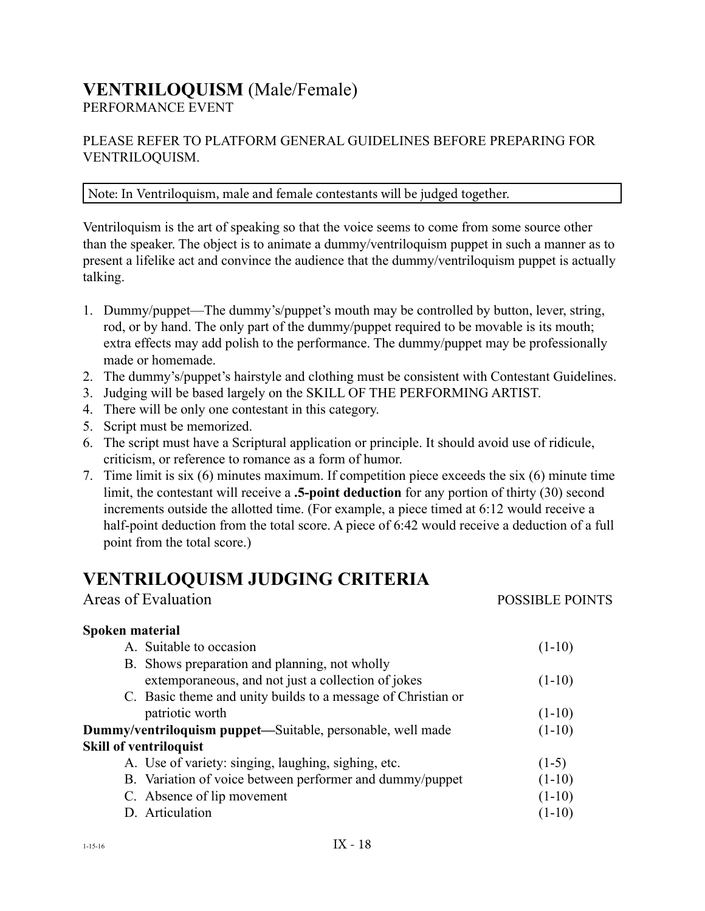# VENTRILOQUISM (Male/Female)

PERFORMANCE EVENT

PLEASE REFER TO PLATFORM GENERAL GUIDELINES BEFORE PREPARING FOR VENTRILOQUISM.

> Note: In Ventriloquism, male and female contestants will be judged together.

Ventriloquism is the art of speaking so that the voice seems to come from some source other than the speaker. The object is to animate a dummy/ventriloquism puppet in such a manner as to present a lifelike act and convince the audience that the dummy/ventriloquism puppet is actually talking.

1. Dummy/puppet—The dummy's/puppet's mouth may be controlled by button, lever, string, rod, or by hand. The only part of the dummy/puppet required to be movable is its mouth; extra effects may add polish to the performance. The dummy/puppet may be professionally made or homemade.
2. The dummy's/puppet's hairstyle and clothing must be consistent with Contestant Guidelines.
3. Judging will be based largely on the SKILL OF THE PERFORMING ARTIST.
4. There will be only one contestant in this category.
5. Script must be memorized.
6. The script must have a Scriptural application or principle. It should avoid use of ridicule, criticism, or reference to romance as a form of humor.
7. Time limit is six (6) minutes maximum. If competition piece exceeds the six (6) minute time limit, the contestant will receive a **.5-point deduction** for any portion of thirty (30) second increments outside the allotted time. (For example, a piece timed at 6:12 would receive a half-point deduction from the total score. A piece of 6:42 would receive a deduction of a full point from the total score.)

# VENTRILOQUISM JUDGING CRITERIA

| Areas of Evaluation | POSSIBLE POINTS |
|---|---|
| **Spoken material** | |
| A. Suitable to occasion | (1-10) |
| B. Shows preparation and planning, not wholly extemporaneous, and not just a collection of jokes | (1-10) |
| C. Basic theme and unity builds to a message of Christian or patriotic worth | (1-10) |
| **Dummy/ventriloquism puppet—**Suitable, personable, well made | (1-10) |
| **Skill of ventriloquist** | |
| A. Use of variety: singing, laughing, sighing, etc. | (1-5) |
| B. Variation of voice between performer and dummy/puppet | (1-10) |
| C. Absence of lip movement | (1-10) |
| D. Articulation | (1-10) |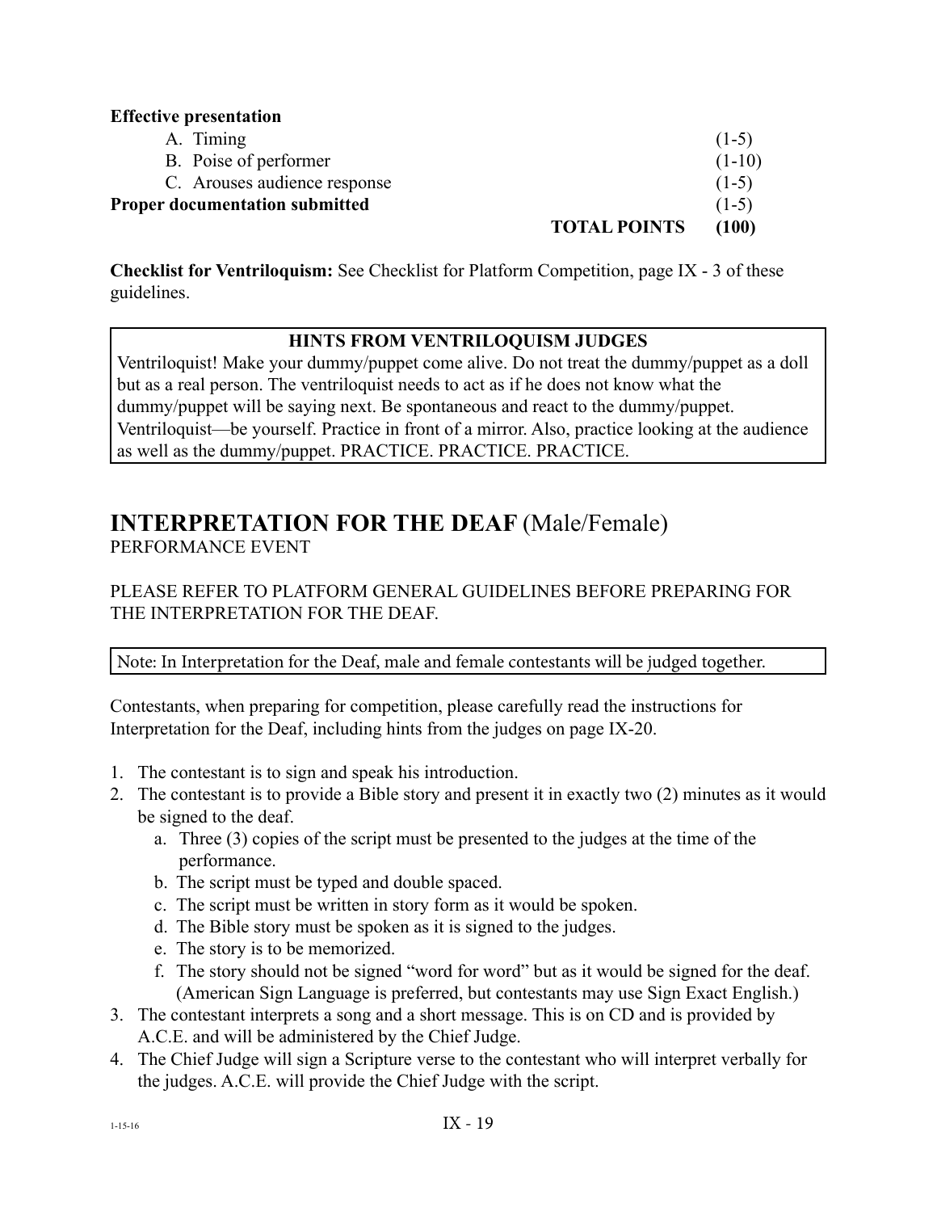**Effective presentation**

| | |
|---|---|
| A. Timing | (1-5) |
| B. Poise of performer | (1-10) |
| C. Arouses audience response | (1-5) |
| **Proper documentation submitted** | (1-5) |
| **TOTAL POINTS** | **(100)** |

**Checklist for Ventriloquism:** See Checklist for Platform Competition, page IX - 3 of these guidelines.

> **HINTS FROM VENTRILOQUISM JUDGES**
>
> Ventriloquist! Make your dummy/puppet come alive. Do not treat the dummy/puppet as a doll but as a real person. The ventriloquist needs to act as if he does not know what the dummy/puppet will be saying next. Be spontaneous and react to the dummy/puppet. Ventriloquist—be yourself. Practice in front of a mirror. Also, practice looking at the audience as well as the dummy/puppet. PRACTICE. PRACTICE. PRACTICE.

## INTERPRETATION FOR THE DEAF (Male/Female)

PERFORMANCE EVENT

PLEASE REFER TO PLATFORM GENERAL GUIDELINES BEFORE PREPARING FOR THE INTERPRETATION FOR THE DEAF.

> Note: In Interpretation for the Deaf, male and female contestants will be judged together.

Contestants, when preparing for competition, please carefully read the instructions for Interpretation for the Deaf, including hints from the judges on page IX-20.

1. The contestant is to sign and speak his introduction.
2. The contestant is to provide a Bible story and present it in exactly two (2) minutes as it would be signed to the deaf.
   a. Three (3) copies of the script must be presented to the judges at the time of the performance.
   b. The script must be typed and double spaced.
   c. The script must be written in story form as it would be spoken.
   d. The Bible story must be spoken as it is signed to the judges.
   e. The story is to be memorized.
   f. The story should not be signed "word for word" but as it would be signed for the deaf. (American Sign Language is preferred, but contestants may use Sign Exact English.)
3. The contestant interprets a song and a short message. This is on CD and is provided by A.C.E. and will be administered by the Chief Judge.
4. The Chief Judge will sign a Scripture verse to the contestant who will interpret verbally for the judges. A.C.E. will provide the Chief Judge with the script.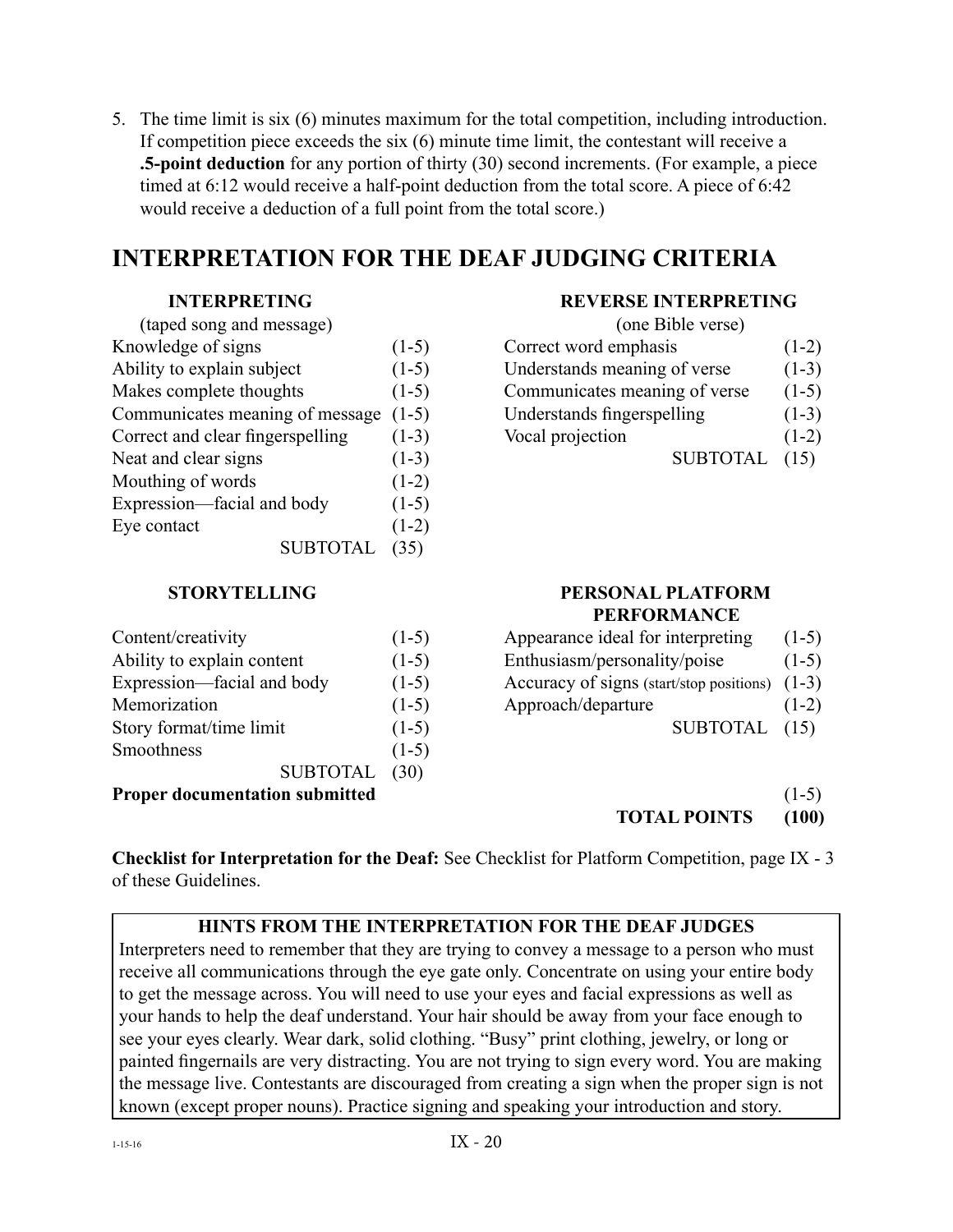5. The time limit is six (6) minutes maximum for the total competition, including introduction. If competition piece exceeds the six (6) minute time limit, the contestant will receive a **.5-point deduction** for any portion of thirty (30) second increments. (For example, a piece timed at 6:12 would receive a half-point deduction from the total score. A piece of 6:42 would receive a deduction of a full point from the total score.)

## INTERPRETATION FOR THE DEAF JUDGING CRITERIA

### INTERPRETING

(taped song and message)

| | |
|---|---|
| Knowledge of signs | (1-5) |
| Ability to explain subject | (1-5) |
| Makes complete thoughts | (1-5) |
| Communicates meaning of message | (1-5) |
| Correct and clear fingerspelling | (1-3) |
| Neat and clear signs | (1-3) |
| Mouthing of words | (1-2) |
| Expression—facial and body | (1-5) |
| Eye contact | (1-2) |
| SUBTOTAL | (35) |

### REVERSE INTERPRETING

(one Bible verse)

| | |
|---|---|
| Correct word emphasis | (1-2) |
| Understands meaning of verse | (1-3) |
| Communicates meaning of verse | (1-5) |
| Understands fingerspelling | (1-3) |
| Vocal projection | (1-2) |
| SUBTOTAL | (15) |

### STORYTELLING

| | |
|---|---|
| Content/creativity | (1-5) |
| Ability to explain content | (1-5) |
| Expression—facial and body | (1-5) |
| Memorization | (1-5) |
| Story format/time limit | (1-5) |
| Smoothness | (1-5) |
| SUBTOTAL | (30) |

### PERSONAL PLATFORM PERFORMANCE

| | |
|---|---|
| Appearance ideal for interpreting | (1-5) |
| Enthusiasm/personality/poise | (1-5) |
| Accuracy of signs (start/stop positions) | (1-3) |
| Approach/departure | (1-2) |
| SUBTOTAL | (15) |

| | |
|---|---|
| **Proper documentation submitted** | (1-5) |
| **TOTAL POINTS** | **(100)** |

**Checklist for Interpretation for the Deaf:** See Checklist for Platform Competition, page IX - 3 of these Guidelines.

**HINTS FROM THE INTERPRETATION FOR THE DEAF JUDGES**

Interpreters need to remember that they are trying to convey a message to a person who must receive all communications through the eye gate only. Concentrate on using your entire body to get the message across. You will need to use your eyes and facial expressions as well as your hands to help the deaf understand. Your hair should be away from your face enough to see your eyes clearly. Wear dark, solid clothing. "Busy" print clothing, jewelry, or long or painted fingernails are very distracting. You are not trying to sign every word. You are making the message live. Contestants are discouraged from creating a sign when the proper sign is not known (except proper nouns). Practice signing and speaking your introduction and story.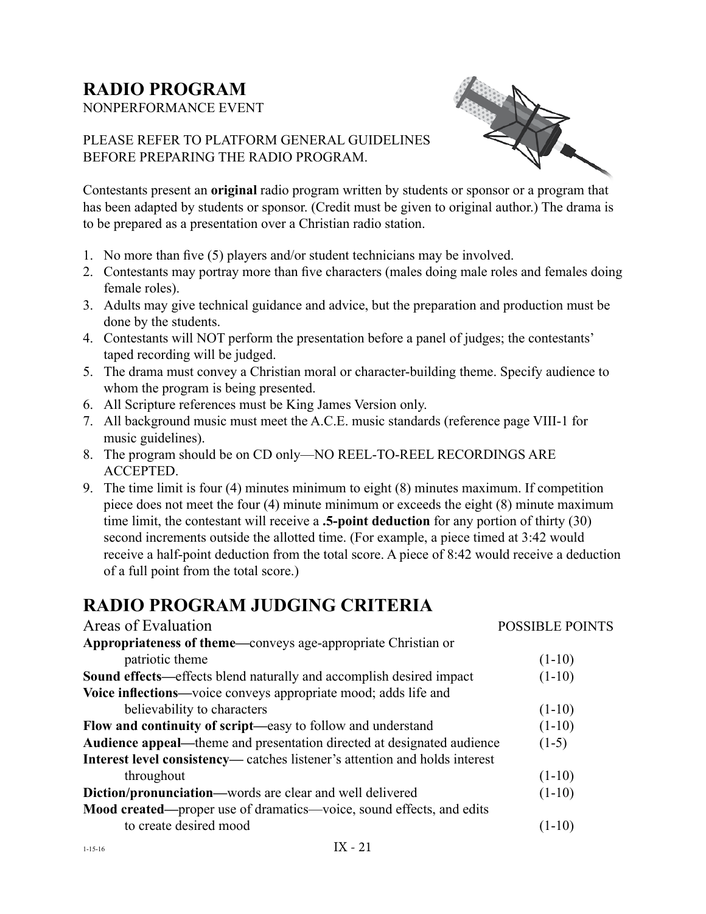# RADIO PROGRAM

NONPERFORMANCE EVENT

PLEASE REFER TO PLATFORM GENERAL GUIDELINES BEFORE PREPARING THE RADIO PROGRAM.

Contestants present an **original** radio program written by students or sponsor or a program that has been adapted by students or sponsor. (Credit must be given to original author.) The drama is to be prepared as a presentation over a Christian radio station.

1. No more than five (5) players and/or student technicians may be involved.
2. Contestants may portray more than five characters (males doing male roles and females doing female roles).
3. Adults may give technical guidance and advice, but the preparation and production must be done by the students.
4. Contestants will NOT perform the presentation before a panel of judges; the contestants' taped recording will be judged.
5. The drama must convey a Christian moral or character-building theme. Specify audience to whom the program is being presented.
6. All Scripture references must be King James Version only.
7. All background music must meet the A.C.E. music standards (reference page VIII-1 for music guidelines).
8. The program should be on CD only—NO REEL-TO-REEL RECORDINGS ARE ACCEPTED.
9. The time limit is four (4) minutes minimum to eight (8) minutes maximum. If competition piece does not meet the four (4) minute minimum or exceeds the eight (8) minute maximum time limit, the contestant will receive a **.5-point deduction** for any portion of thirty (30) second increments outside the allotted time. (For example, a piece timed at 3:42 would receive a half-point deduction from the total score. A piece of 8:42 would receive a deduction of a full point from the total score.)

# RADIO PROGRAM JUDGING CRITERIA

| Areas of Evaluation | POSSIBLE POINTS |
|---|---|
| **Appropriateness of theme**—conveys age-appropriate Christian or patriotic theme | (1-10) |
| **Sound effects**—effects blend naturally and accomplish desired impact | (1-10) |
| **Voice inflections**—voice conveys appropriate mood; adds life and believability to characters | (1-10) |
| **Flow and continuity of script**—easy to follow and understand | (1-10) |
| **Audience appeal**—theme and presentation directed at designated audience | (1-5) |
| **Interest level consistency**— catches listener's attention and holds interest throughout | (1-10) |
| **Diction/pronunciation**—words are clear and well delivered | (1-10) |
| **Mood created**—proper use of dramatics—voice, sound effects, and edits to create desired mood | (1-10) |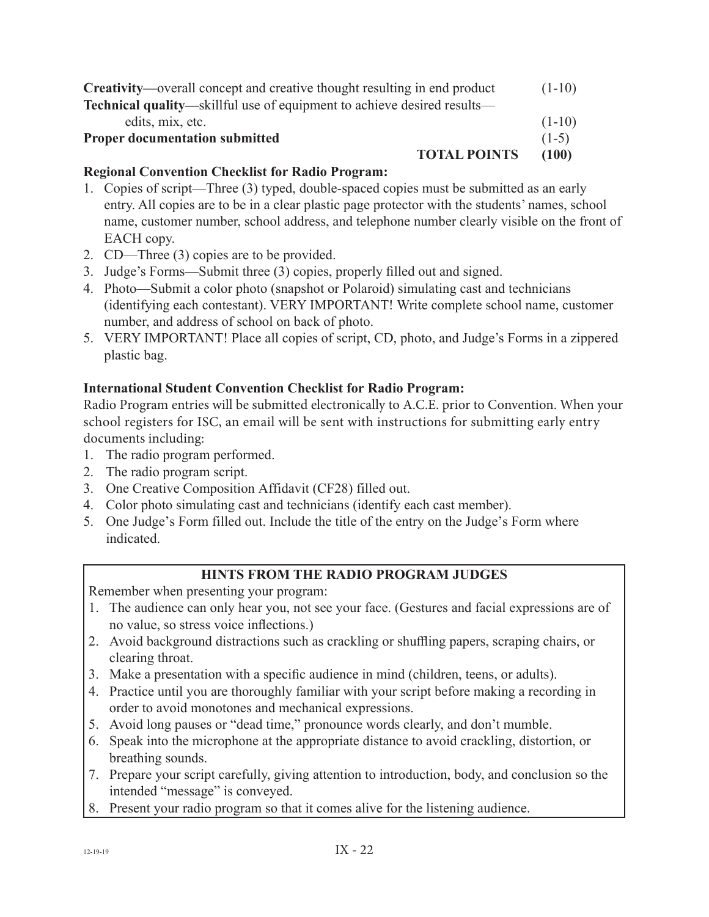**Creativity—**overall concept and creative thought resulting in end product (1-10)
**Technical quality—**skillful use of equipment to achieve desired results—edits, mix, etc. (1-10)
**Proper documentation submitted** (1-5)
**TOTAL POINTS (100)**

**Regional Convention Checklist for Radio Program:**

1. Copies of script—Three (3) typed, double-spaced copies must be submitted as an early entry. All copies are to be in a clear plastic page protector with the students' names, school name, customer number, school address, and telephone number clearly visible on the front of EACH copy.
2. CD—Three (3) copies are to be provided.
3. Judge's Forms—Submit three (3) copies, properly filled out and signed.
4. Photo—Submit a color photo (snapshot or Polaroid) simulating cast and technicians (identifying each contestant). VERY IMPORTANT! Write complete school name, customer number, and address of school on back of photo.
5. VERY IMPORTANT! Place all copies of script, CD, photo, and Judge's Forms in a zippered plastic bag.

**International Student Convention Checklist for Radio Program:**

Radio Program entries will be submitted electronically to A.C.E. prior to Convention. When your school registers for ISC, an email will be sent with instructions for submitting early entry documents including:

1. The radio program performed.
2. The radio program script.
3. One Creative Composition Affidavit (CF28) filled out.
4. Color photo simulating cast and technicians (identify each cast member).
5. One Judge's Form filled out. Include the title of the entry on the Judge's Form where indicated.

**HINTS FROM THE RADIO PROGRAM JUDGES**

Remember when presenting your program:

1. The audience can only hear you, not see your face. (Gestures and facial expressions are of no value, so stress voice inflections.)
2. Avoid background distractions such as crackling or shuffling papers, scraping chairs, or clearing throat.
3. Make a presentation with a specific audience in mind (children, teens, or adults).
4. Practice until you are thoroughly familiar with your script before making a recording in order to avoid monotones and mechanical expressions.
5. Avoid long pauses or "dead time," pronounce words clearly, and don't mumble.
6. Speak into the microphone at the appropriate distance to avoid crackling, distortion, or breathing sounds.
7. Prepare your script carefully, giving attention to introduction, body, and conclusion so the intended "message" is conveyed.
8. Present your radio program so that it comes alive for the listening audience.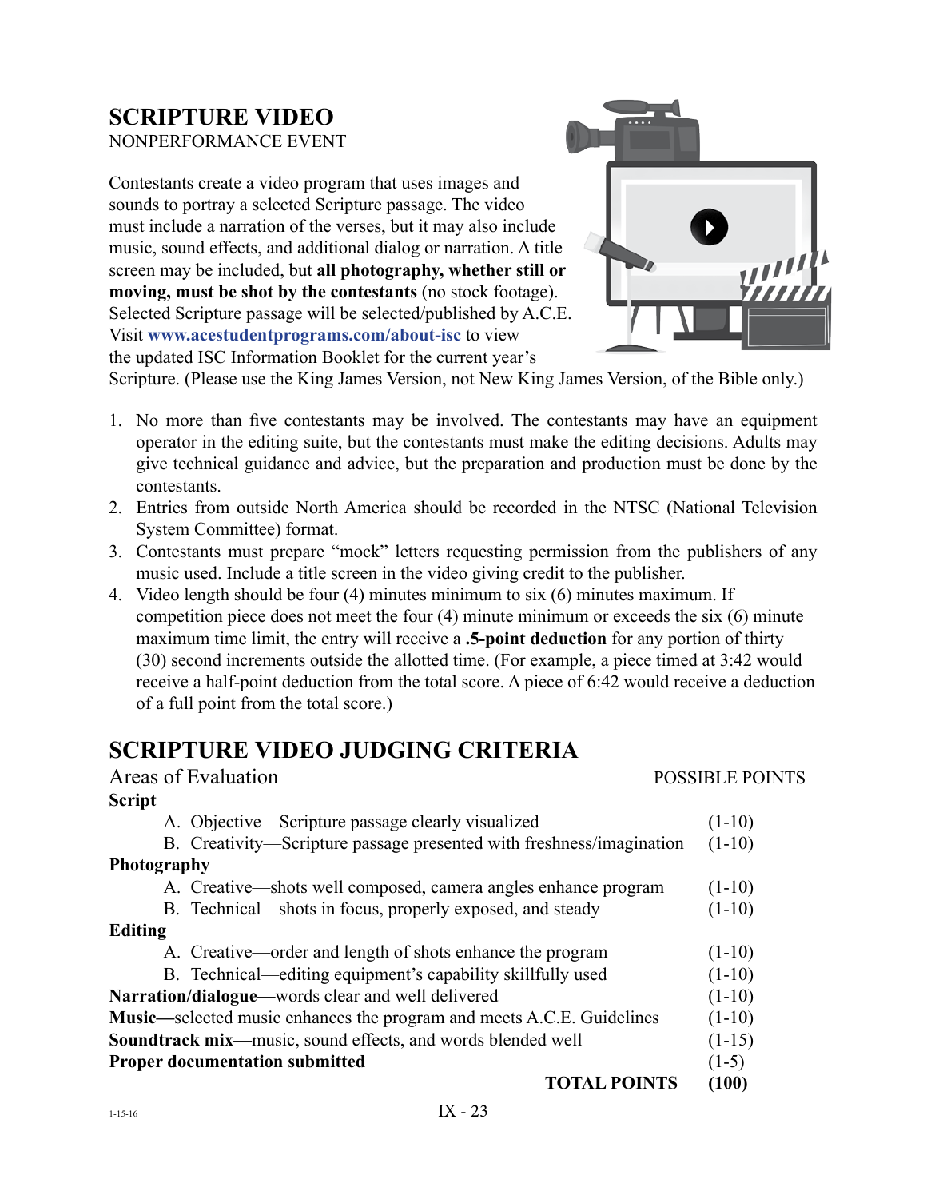# SCRIPTURE VIDEO

NONPERFORMANCE EVENT

Contestants create a video program that uses images and sounds to portray a selected Scripture passage. The video must include a narration of the verses, but it may also include music, sound effects, and additional dialog or narration. A title screen may be included, but **all photography, whether still or moving, must be shot by the contestants** (no stock footage). Selected Scripture passage will be selected/published by A.C.E. Visit **www.acestudentprograms.com/about-isc** to view the updated ISC Information Booklet for the current year's Scripture. (Please use the King James Version, not New King James Version, of the Bible only.)

1. No more than five contestants may be involved. The contestants may have an equipment operator in the editing suite, but the contestants must make the editing decisions. Adults may give technical guidance and advice, but the preparation and production must be done by the contestants.
2. Entries from outside North America should be recorded in the NTSC (National Television System Committee) format.
3. Contestants must prepare "mock" letters requesting permission from the publishers of any music used. Include a title screen in the video giving credit to the publisher.
4. Video length should be four (4) minutes minimum to six (6) minutes maximum. If competition piece does not meet the four (4) minute minimum or exceeds the six (6) minute maximum time limit, the entry will receive a **.5-point deduction** for any portion of thirty (30) second increments outside the allotted time. (For example, a piece timed at 3:42 would receive a half-point deduction from the total score. A piece of 6:42 would receive a deduction of a full point from the total score.)

## SCRIPTURE VIDEO JUDGING CRITERIA

| Areas of Evaluation | POSSIBLE POINTS |
|---|---|
| **Script** | |
| A. Objective—Scripture passage clearly visualized | (1-10) |
| B. Creativity—Scripture passage presented with freshness/imagination | (1-10) |
| **Photography** | |
| A. Creative—shots well composed, camera angles enhance program | (1-10) |
| B. Technical—shots in focus, properly exposed, and steady | (1-10) |
| **Editing** | |
| A. Creative—order and length of shots enhance the program | (1-10) |
| B. Technical—editing equipment's capability skillfully used | (1-10) |
| **Narration/dialogue—**words clear and well delivered | (1-10) |
| **Music—**selected music enhances the program and meets A.C.E. Guidelines | (1-10) |
| **Soundtrack mix—**music, sound effects, and words blended well | (1-15) |
| **Proper documentation submitted** | (1-5) |
| **TOTAL POINTS** | **(100)** |

1-15-16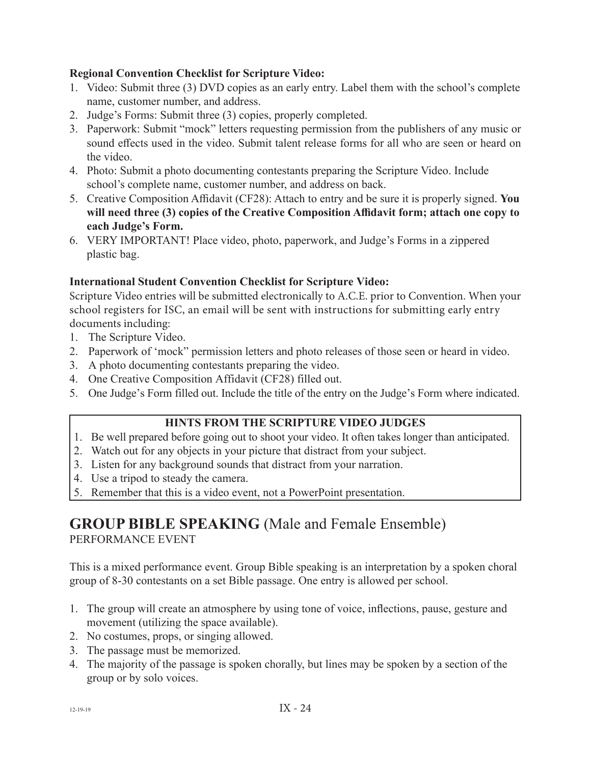**Regional Convention Checklist for Scripture Video:**

1. Video: Submit three (3) DVD copies as an early entry. Label them with the school's complete name, customer number, and address.
2. Judge's Forms: Submit three (3) copies, properly completed.
3. Paperwork: Submit "mock" letters requesting permission from the publishers of any music or sound effects used in the video. Submit talent release forms for all who are seen or heard on the video.
4. Photo: Submit a photo documenting contestants preparing the Scripture Video. Include school's complete name, customer number, and address on back.
5. Creative Composition Affidavit (CF28): Attach to entry and be sure it is properly signed. **You will need three (3) copies of the Creative Composition Affidavit form; attach one copy to each Judge's Form.**
6. VERY IMPORTANT! Place video, photo, paperwork, and Judge's Forms in a zippered plastic bag.

**International Student Convention Checklist for Scripture Video:**

Scripture Video entries will be submitted electronically to A.C.E. prior to Convention. When your school registers for ISC, an email will be sent with instructions for submitting early entry documents including:

1. The Scripture Video.
2. Paperwork of 'mock" permission letters and photo releases of those seen or heard in video.
3. A photo documenting contestants preparing the video.
4. One Creative Composition Affidavit (CF28) filled out.
5. One Judge's Form filled out. Include the title of the entry on the Judge's Form where indicated.

**HINTS FROM THE SCRIPTURE VIDEO JUDGES**

1. Be well prepared before going out to shoot your video. It often takes longer than anticipated.
2. Watch out for any objects in your picture that distract from your subject.
3. Listen for any background sounds that distract from your narration.
4. Use a tripod to steady the camera.
5. Remember that this is a video event, not a PowerPoint presentation.

## GROUP BIBLE SPEAKING (Male and Female Ensemble)

PERFORMANCE EVENT

This is a mixed performance event. Group Bible speaking is an interpretation by a spoken choral group of 8-30 contestants on a set Bible passage. One entry is allowed per school.

1. The group will create an atmosphere by using tone of voice, inflections, pause, gesture and movement (utilizing the space available).
2. No costumes, props, or singing allowed.
3. The passage must be memorized.
4. The majority of the passage is spoken chorally, but lines may be spoken by a section of the group or by solo voices.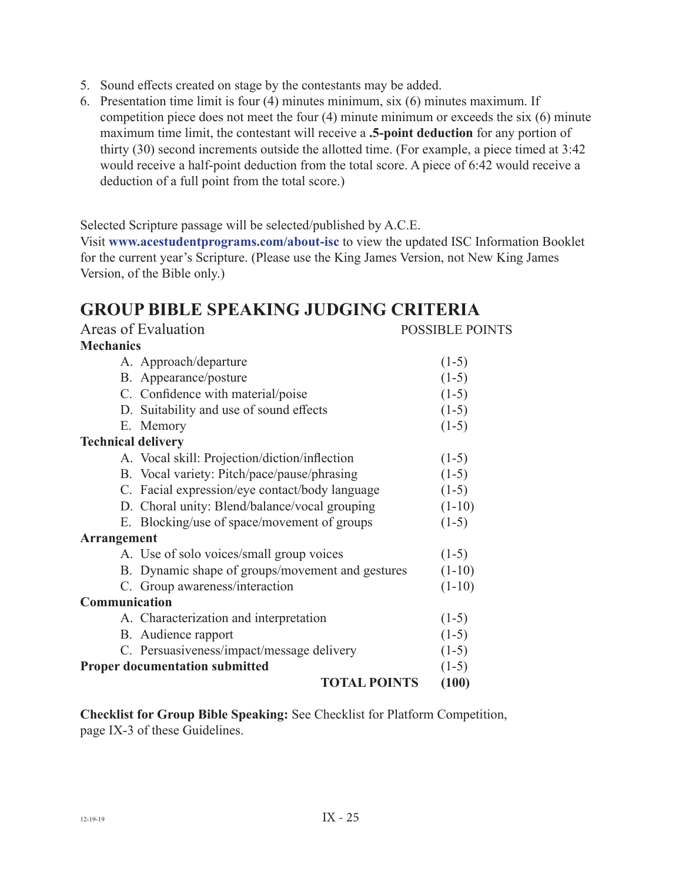5. Sound effects created on stage by the contestants may be added.
6. Presentation time limit is four (4) minutes minimum, six (6) minutes maximum. If competition piece does not meet the four (4) minute minimum or exceeds the six (6) minute maximum time limit, the contestant will receive a **.5-point deduction** for any portion of thirty (30) second increments outside the allotted time. (For example, a piece timed at 3:42 would receive a half-point deduction from the total score. A piece of 6:42 would receive a deduction of a full point from the total score.)

Selected Scripture passage will be selected/published by A.C.E.
Visit **www.acestudentprograms.com/about-isc** to view the updated ISC Information Booklet for the current year's Scripture. (Please use the King James Version, not New King James Version, of the Bible only.)

## GROUP BIBLE SPEAKING JUDGING CRITERIA

| Areas of Evaluation | POSSIBLE POINTS |
|---|---|
| **Mechanics** | |
| A. Approach/departure | (1-5) |
| B. Appearance/posture | (1-5) |
| C. Confidence with material/poise | (1-5) |
| D. Suitability and use of sound effects | (1-5) |
| E. Memory | (1-5) |
| **Technical delivery** | |
| A. Vocal skill: Projection/diction/inflection | (1-5) |
| B. Vocal variety: Pitch/pace/pause/phrasing | (1-5) |
| C. Facial expression/eye contact/body language | (1-5) |
| D. Choral unity: Blend/balance/vocal grouping | (1-10) |
| E. Blocking/use of space/movement of groups | (1-5) |
| **Arrangement** | |
| A. Use of solo voices/small group voices | (1-5) |
| B. Dynamic shape of groups/movement and gestures | (1-10) |
| C. Group awareness/interaction | (1-10) |
| **Communication** | |
| A. Characterization and interpretation | (1-5) |
| B. Audience rapport | (1-5) |
| C. Persuasiveness/impact/message delivery | (1-5) |
| **Proper documentation submitted** | (1-5) |
| **TOTAL POINTS** | **(100)** |

**Checklist for Group Bible Speaking:** See Checklist for Platform Competition, page IX-3 of these Guidelines.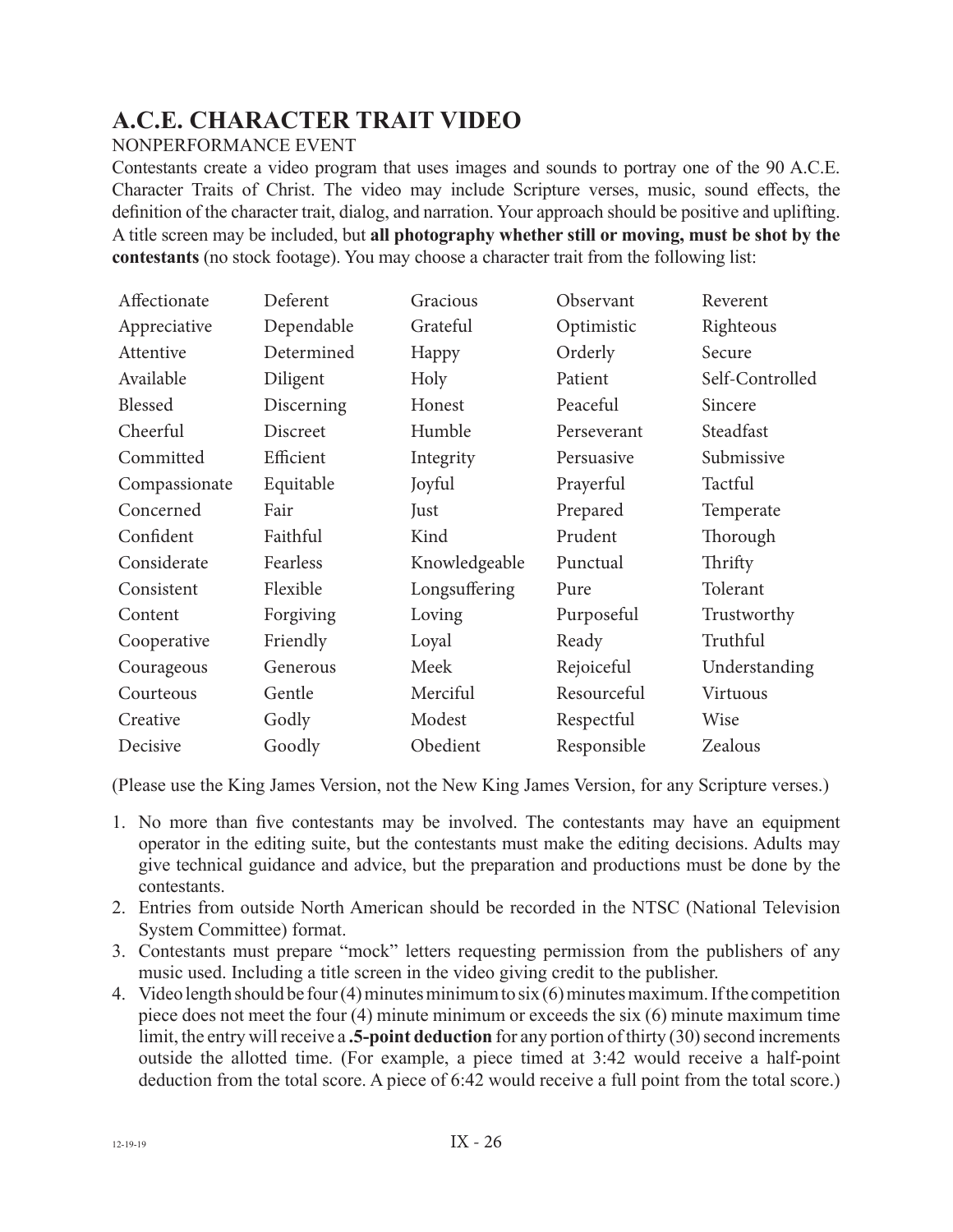# A.C.E. CHARACTER TRAIT VIDEO

NONPERFORMANCE EVENT

Contestants create a video program that uses images and sounds to portray one of the 90 A.C.E. Character Traits of Christ. The video may include Scripture verses, music, sound effects, the definition of the character trait, dialog, and narration. Your approach should be positive and uplifting. A title screen may be included, but **all photography whether still or moving, must be shot by the contestants** (no stock footage). You may choose a character trait from the following list:

| | | | | |
|---|---|---|---|---|
| Affectionate | Deferent | Gracious | Observant | Reverent |
| Appreciative | Dependable | Grateful | Optimistic | Righteous |
| Attentive | Determined | Happy | Orderly | Secure |
| Available | Diligent | Holy | Patient | Self-Controlled |
| Blessed | Discerning | Honest | Peaceful | Sincere |
| Cheerful | Discreet | Humble | Perseverant | Steadfast |
| Committed | Efficient | Integrity | Persuasive | Submissive |
| Compassionate | Equitable | Joyful | Prayerful | Tactful |
| Concerned | Fair | Just | Prepared | Temperate |
| Confident | Faithful | Kind | Prudent | Thorough |
| Considerate | Fearless | Knowledgeable | Punctual | Thrifty |
| Consistent | Flexible | Longsuffering | Pure | Tolerant |
| Content | Forgiving | Loving | Purposeful | Trustworthy |
| Cooperative | Friendly | Loyal | Ready | Truthful |
| Courageous | Generous | Meek | Rejoiceful | Understanding |
| Courteous | Gentle | Merciful | Resourceful | Virtuous |
| Creative | Godly | Modest | Respectful | Wise |
| Decisive | Goodly | Obedient | Responsible | Zealous |

(Please use the King James Version, not the New King James Version, for any Scripture verses.)

1. No more than five contestants may be involved. The contestants may have an equipment operator in the editing suite, but the contestants must make the editing decisions. Adults may give technical guidance and advice, but the preparation and productions must be done by the contestants.
2. Entries from outside North American should be recorded in the NTSC (National Television System Committee) format.
3. Contestants must prepare "mock" letters requesting permission from the publishers of any music used. Including a title screen in the video giving credit to the publisher.
4. Video length should be four (4) minutes minimum to six (6) minutes maximum. If the competition piece does not meet the four (4) minute minimum or exceeds the six (6) minute maximum time limit, the entry will receive a **.5-point deduction** for any portion of thirty (30) second increments outside the allotted time. (For example, a piece timed at 3:42 would receive a half-point deduction from the total score. A piece of 6:42 would receive a full point from the total score.)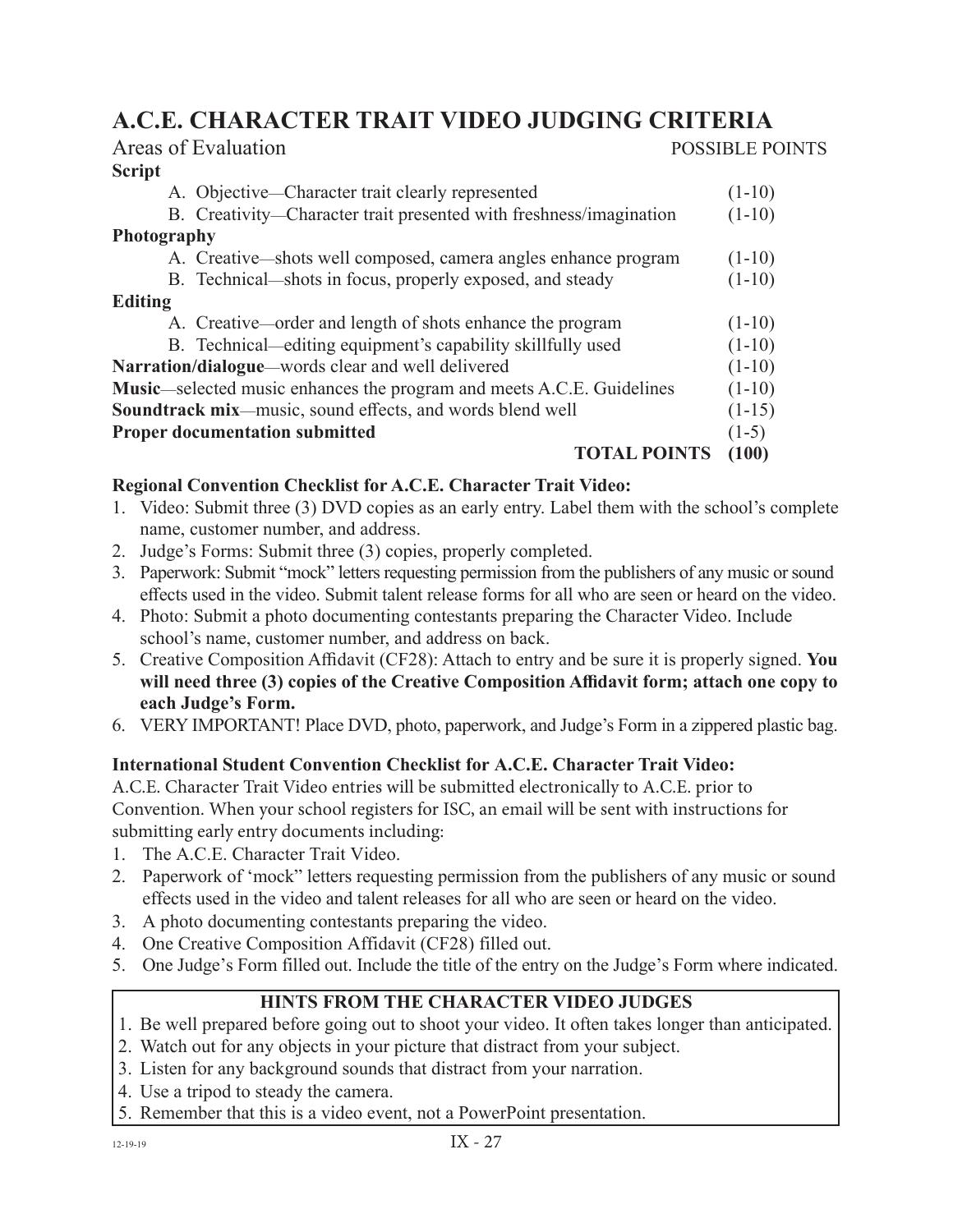# A.C.E. CHARACTER TRAIT VIDEO JUDGING CRITERIA

| Areas of Evaluation | POSSIBLE POINTS |
|---|---|
| **Script** | |
| A. Objective—Character trait clearly represented | (1-10) |
| B. Creativity—Character trait presented with freshness/imagination | (1-10) |
| **Photography** | |
| A. Creative—shots well composed, camera angles enhance program | (1-10) |
| B. Technical—shots in focus, properly exposed, and steady | (1-10) |
| **Editing** | |
| A. Creative—order and length of shots enhance the program | (1-10) |
| B. Technical—editing equipment's capability skillfully used | (1-10) |
| **Narration/dialogue**—words clear and well delivered | (1-10) |
| **Music**—selected music enhances the program and meets A.C.E. Guidelines | (1-10) |
| **Soundtrack mix**—music, sound effects, and words blend well | (1-15) |
| **Proper documentation submitted** | (1-5) |
| **TOTAL POINTS** | **(100)** |

**Regional Convention Checklist for A.C.E. Character Trait Video:**

1. Video: Submit three (3) DVD copies as an early entry. Label them with the school's complete name, customer number, and address.
2. Judge's Forms: Submit three (3) copies, properly completed.
3. Paperwork: Submit "mock" letters requesting permission from the publishers of any music or sound effects used in the video. Submit talent release forms for all who are seen or heard on the video.
4. Photo: Submit a photo documenting contestants preparing the Character Video. Include school's name, customer number, and address on back.
5. Creative Composition Affidavit (CF28): Attach to entry and be sure it is properly signed. **You will need three (3) copies of the Creative Composition Affidavit form; attach one copy to each Judge's Form.**
6. VERY IMPORTANT! Place DVD, photo, paperwork, and Judge's Form in a zippered plastic bag.

**International Student Convention Checklist for A.C.E. Character Trait Video:**

A.C.E. Character Trait Video entries will be submitted electronically to A.C.E. prior to Convention. When your school registers for ISC, an email will be sent with instructions for submitting early entry documents including:

1. The A.C.E. Character Trait Video.
2. Paperwork of 'mock" letters requesting permission from the publishers of any music or sound effects used in the video and talent releases for all who are seen or heard on the video.
3. A photo documenting contestants preparing the video.
4. One Creative Composition Affidavit (CF28) filled out.
5. One Judge's Form filled out. Include the title of the entry on the Judge's Form where indicated.

**HINTS FROM THE CHARACTER VIDEO JUDGES**

1. Be well prepared before going out to shoot your video. It often takes longer than anticipated.
2. Watch out for any objects in your picture that distract from your subject.
3. Listen for any background sounds that distract from your narration.
4. Use a tripod to steady the camera.
5. Remember that this is a video event, not a PowerPoint presentation.